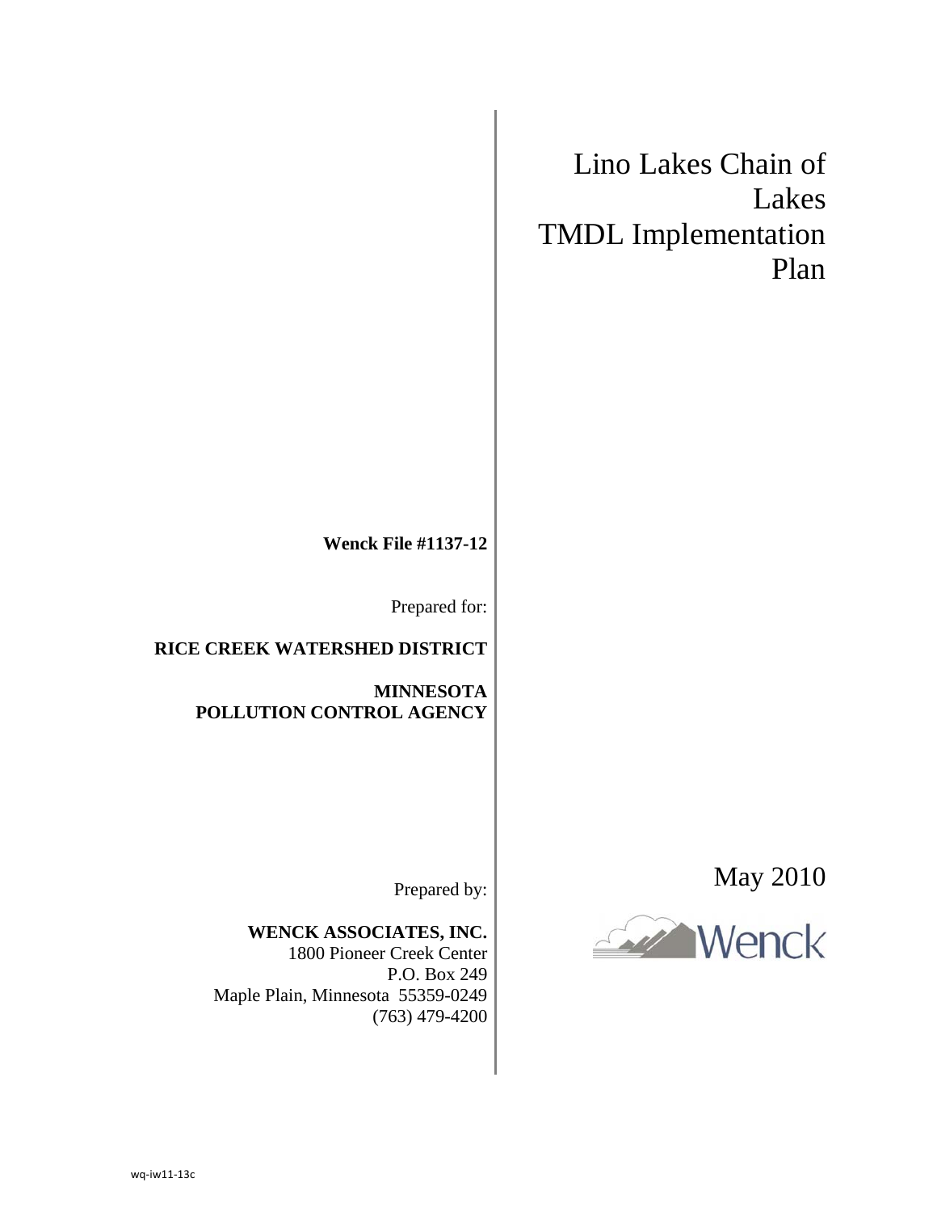# Lino Lakes Chain of Lakes TMDL Implementation Plan

**Wenck File #1137-12**

Prepared for:

**RICE CREEK WATERSHED DISTRICT**

**MINNESOTA POLLUTION CONTROL AGENCY**

Prepared by:

**WENCK ASSOCIATES, INC.**
1800 Pioneer Creek Center
P.O. Box 249
Maple Plain, Minnesota 55359-0249
(763) 479-4200

May 2010

Wenck

wq-iw11-13c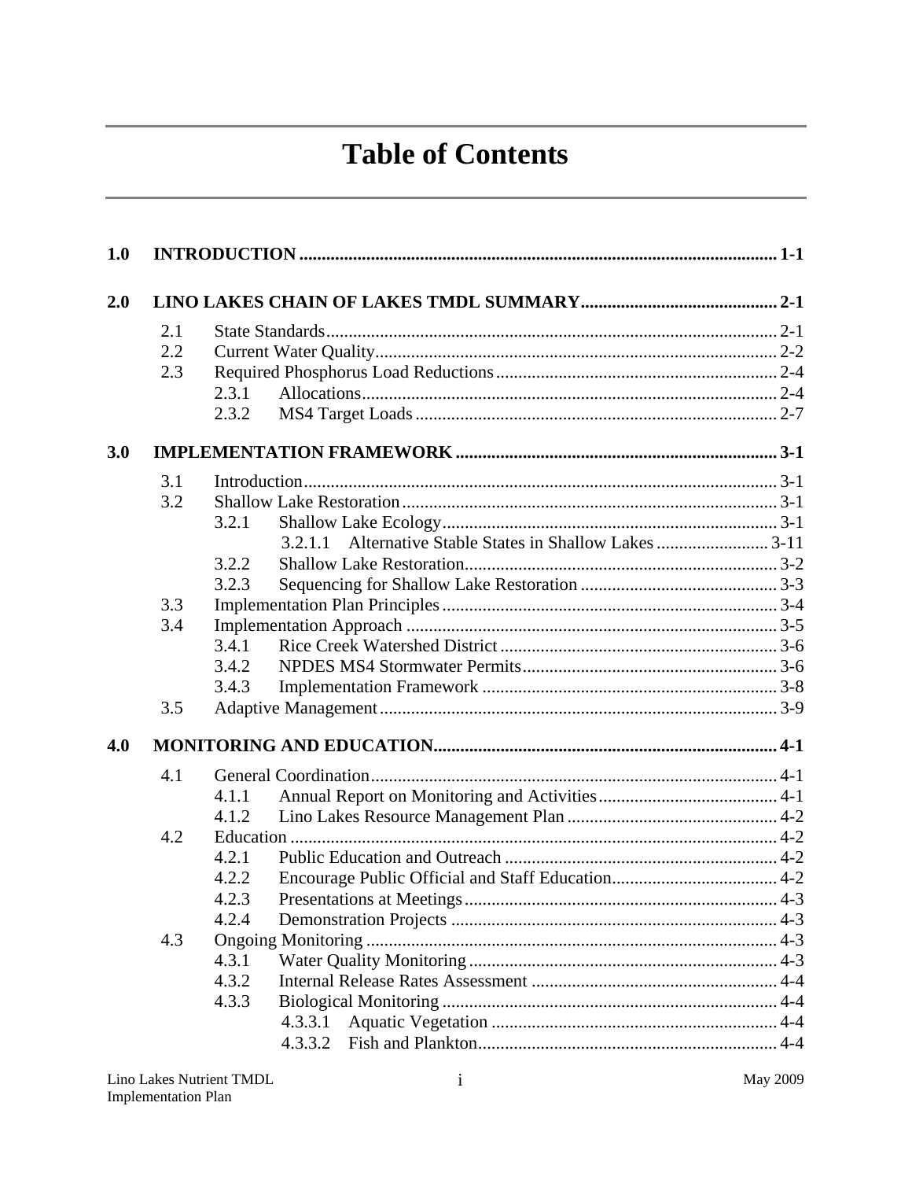# Table of Contents

**1.0 INTRODUCTION** ........ **1-1**

**2.0 LINO LAKES CHAIN OF LAKES TMDL SUMMARY** ........ **2-1**

- 2.1 State Standards ........ 2-1
- 2.2 Current Water Quality ........ 2-2
- 2.3 Required Phosphorus Load Reductions ........ 2-4
  - 2.3.1 Allocations ........ 2-4
  - 2.3.2 MS4 Target Loads ........ 2-7

**3.0 IMPLEMENTATION FRAMEWORK** ........ **3-1**

- 3.1 Introduction ........ 3-1
- 3.2 Shallow Lake Restoration ........ 3-1
  - 3.2.1 Shallow Lake Ecology ........ 3-1
    - 3.2.1.1 Alternative Stable States in Shallow Lakes ........ 3-11
  - 3.2.2 Shallow Lake Restoration ........ 3-2
  - 3.2.3 Sequencing for Shallow Lake Restoration ........ 3-3
- 3.3 Implementation Plan Principles ........ 3-4
- 3.4 Implementation Approach ........ 3-5
  - 3.4.1 Rice Creek Watershed District ........ 3-6
  - 3.4.2 NPDES MS4 Stormwater Permits ........ 3-6
  - 3.4.3 Implementation Framework ........ 3-8
- 3.5 Adaptive Management ........ 3-9

**4.0 MONITORING AND EDUCATION** ........ **4-1**

- 4.1 General Coordination ........ 4-1
  - 4.1.1 Annual Report on Monitoring and Activities ........ 4-1
  - 4.1.2 Lino Lakes Resource Management Plan ........ 4-2
- 4.2 Education ........ 4-2
  - 4.2.1 Public Education and Outreach ........ 4-2
  - 4.2.2 Encourage Public Official and Staff Education ........ 4-2
  - 4.2.3 Presentations at Meetings ........ 4-3
  - 4.2.4 Demonstration Projects ........ 4-3
- 4.3 Ongoing Monitoring ........ 4-3
  - 4.3.1 Water Quality Monitoring ........ 4-3
  - 4.3.2 Internal Release Rates Assessment ........ 4-4
  - 4.3.3 Biological Monitoring ........ 4-4
    - 4.3.3.1 Aquatic Vegetation ........ 4-4
    - 4.3.3.2 Fish and Plankton ........ 4-4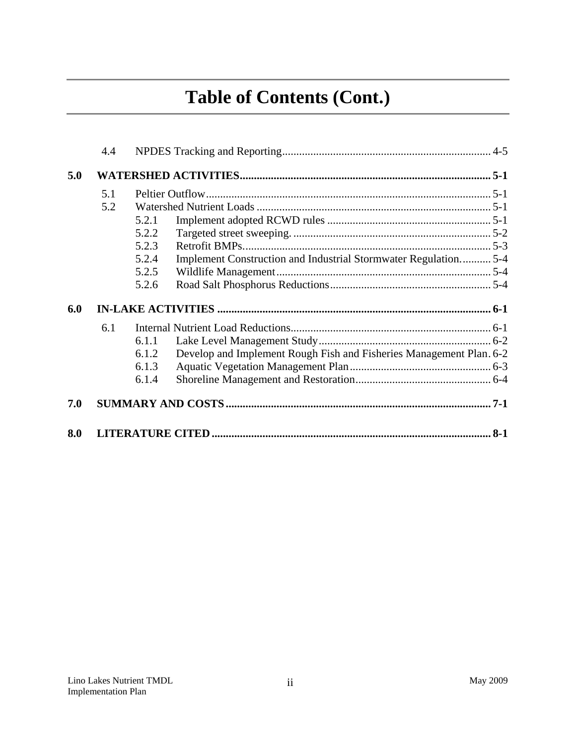# Table of Contents (Cont.)

4.4 NPDES Tracking and Reporting ........................................................................ 4-5

**5.0 WATERSHED ACTIVITIES ........................................................................................ 5-1**

5.1 Peltier Outflow ................................................................................................... 5-1

5.2 Watershed Nutrient Loads .................................................................................. 5-1

5.2.1 Implement adopted RCWD rules ......................................................... 5-1

5.2.2 Targeted street sweeping. ..................................................................... 5-2

5.2.3 Retrofit BMPs. ...................................................................................... 5-3

5.2.4 Implement Construction and Industrial Stormwater Regulation. .......... 5-4

5.2.5 Wildlife Management ........................................................................... 5-4

5.2.6 Road Salt Phosphorus Reductions ........................................................ 5-4

**6.0 IN-LAKE ACTIVITIES ................................................................................................ 6-1**

6.1 Internal Nutrient Load Reductions ...................................................................... 6-1

6.1.1 Lake Level Management Study ............................................................ 6-2

6.1.2 Develop and Implement Rough Fish and Fisheries Management Plan. 6-2

6.1.3 Aquatic Vegetation Management Plan ................................................. 6-3

6.1.4 Shoreline Management and Restoration ............................................... 6-4

**7.0 SUMMARY AND COSTS ............................................................................................ 7-1**

**8.0 LITERATURE CITED .................................................................................................. 8-1**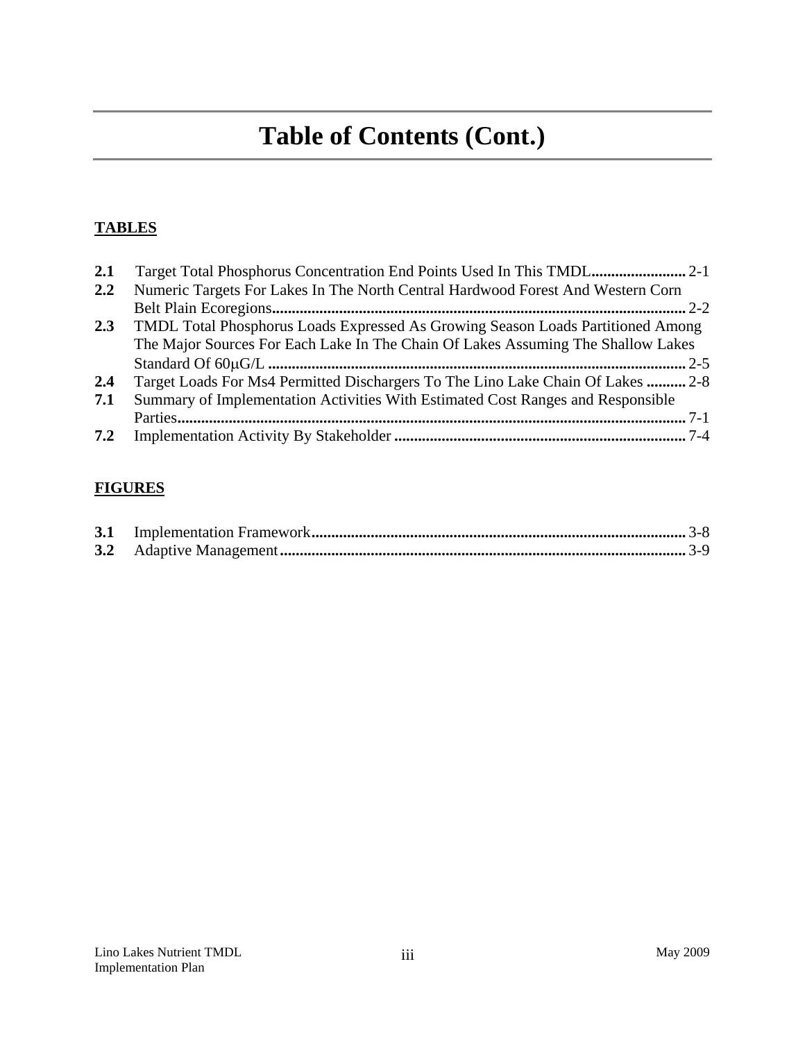# Table of Contents (Cont.)

**TABLES**

**2.1** Target Total Phosphorus Concentration End Points Used In This TMDL........................ 2-1
**2.2** Numeric Targets For Lakes In The North Central Hardwood Forest And Western Corn Belt Plain Ecoregions........................................................................................................ 2-2
**2.3** TMDL Total Phosphorus Loads Expressed As Growing Season Loads Partitioned Among The Major Sources For Each Lake In The Chain Of Lakes Assuming The Shallow Lakes Standard Of 60μG/L ......................................................................................................... 2-5
**2.4** Target Loads For Ms4 Permitted Dischargers To The Lino Lake Chain Of Lakes .......... 2-8
**7.1** Summary of Implementation Activities With Estimated Cost Ranges and Responsible Parties............................................................................................................................... 7-1
**7.2** Implementation Activity By Stakeholder ......................................................................... 7-4

**FIGURES**

**3.1** Implementation Framework............................................................................................. 3-8
**3.2** Adaptive Management...................................................................................................... 3-9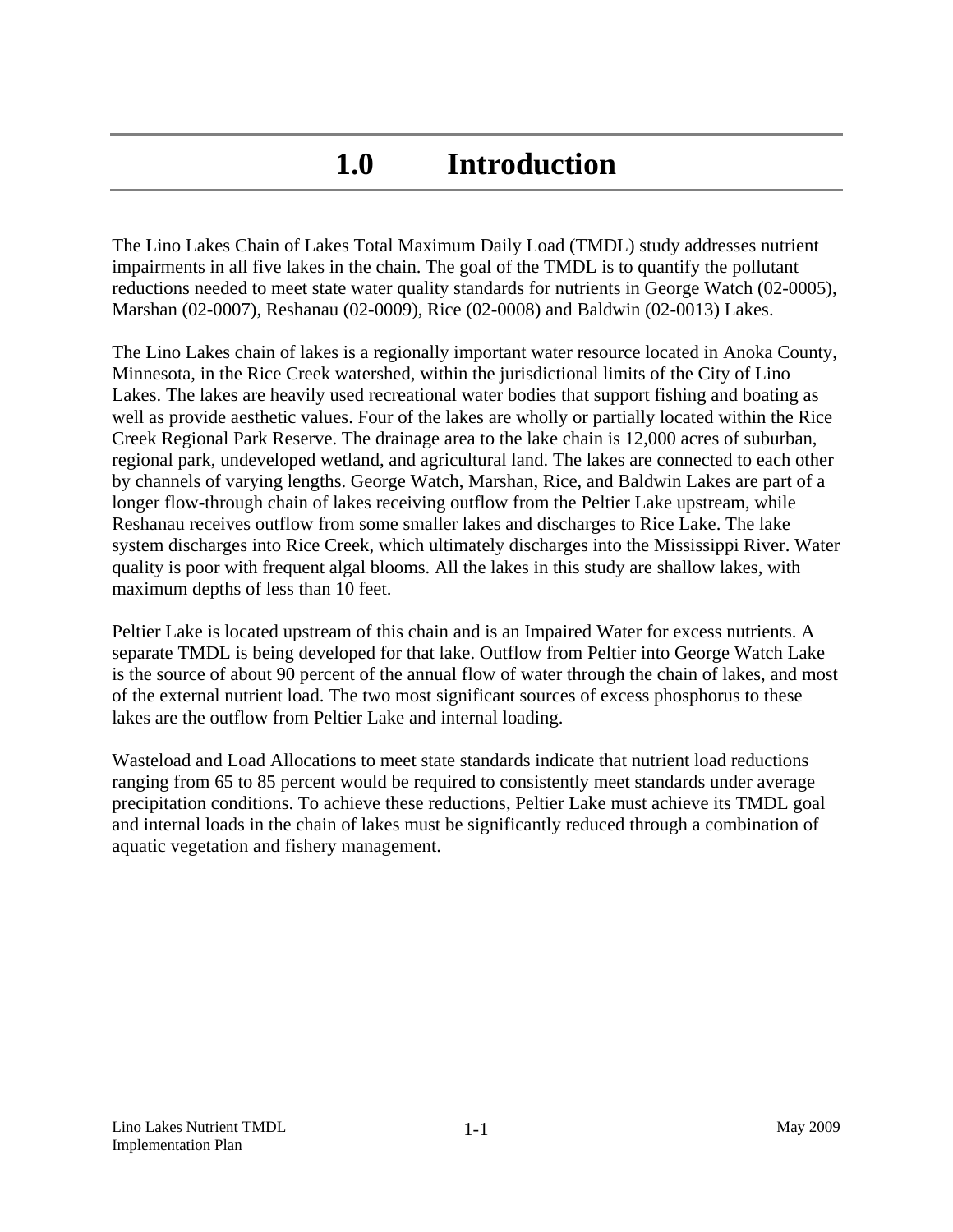# 1.0 Introduction

The Lino Lakes Chain of Lakes Total Maximum Daily Load (TMDL) study addresses nutrient impairments in all five lakes in the chain. The goal of the TMDL is to quantify the pollutant reductions needed to meet state water quality standards for nutrients in George Watch (02-0005), Marshan (02-0007), Reshanau (02-0009), Rice (02-0008) and Baldwin (02-0013) Lakes.

The Lino Lakes chain of lakes is a regionally important water resource located in Anoka County, Minnesota, in the Rice Creek watershed, within the jurisdictional limits of the City of Lino Lakes. The lakes are heavily used recreational water bodies that support fishing and boating as well as provide aesthetic values. Four of the lakes are wholly or partially located within the Rice Creek Regional Park Reserve. The drainage area to the lake chain is 12,000 acres of suburban, regional park, undeveloped wetland, and agricultural land. The lakes are connected to each other by channels of varying lengths. George Watch, Marshan, Rice, and Baldwin Lakes are part of a longer flow-through chain of lakes receiving outflow from the Peltier Lake upstream, while Reshanau receives outflow from some smaller lakes and discharges to Rice Lake. The lake system discharges into Rice Creek, which ultimately discharges into the Mississippi River. Water quality is poor with frequent algal blooms. All the lakes in this study are shallow lakes, with maximum depths of less than 10 feet.

Peltier Lake is located upstream of this chain and is an Impaired Water for excess nutrients. A separate TMDL is being developed for that lake. Outflow from Peltier into George Watch Lake is the source of about 90 percent of the annual flow of water through the chain of lakes, and most of the external nutrient load. The two most significant sources of excess phosphorus to these lakes are the outflow from Peltier Lake and internal loading.

Wasteload and Load Allocations to meet state standards indicate that nutrient load reductions ranging from 65 to 85 percent would be required to consistently meet standards under average precipitation conditions. To achieve these reductions, Peltier Lake must achieve its TMDL goal and internal loads in the chain of lakes must be significantly reduced through a combination of aquatic vegetation and fishery management.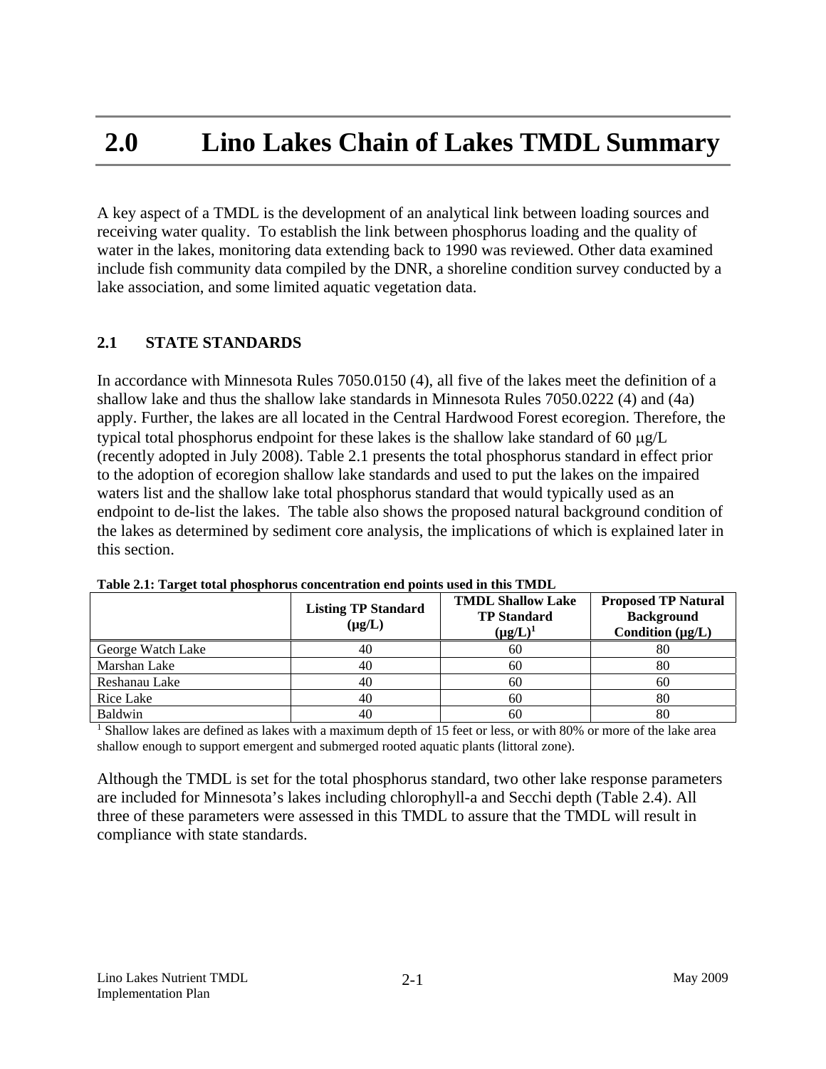# 2.0 Lino Lakes Chain of Lakes TMDL Summary

A key aspect of a TMDL is the development of an analytical link between loading sources and receiving water quality. To establish the link between phosphorus loading and the quality of water in the lakes, monitoring data extending back to 1990 was reviewed. Other data examined include fish community data compiled by the DNR, a shoreline condition survey conducted by a lake association, and some limited aquatic vegetation data.

## 2.1 STATE STANDARDS

In accordance with Minnesota Rules 7050.0150 (4), all five of the lakes meet the definition of a shallow lake and thus the shallow lake standards in Minnesota Rules 7050.0222 (4) and (4a) apply. Further, the lakes are all located in the Central Hardwood Forest ecoregion. Therefore, the typical total phosphorus endpoint for these lakes is the shallow lake standard of 60 μg/L (recently adopted in July 2008). Table 2.1 presents the total phosphorus standard in effect prior to the adoption of ecoregion shallow lake standards and used to put the lakes on the impaired waters list and the shallow lake total phosphorus standard that would typically used as an endpoint to de-list the lakes. The table also shows the proposed natural background condition of the lakes as determined by sediment core analysis, the implications of which is explained later in this section.

**Table 2.1: Target total phosphorus concentration end points used in this TMDL**

| | Listing TP Standard (μg/L) | TMDL Shallow Lake TP Standard (μg/L)[1] | Proposed TP Natural Background Condition (μg/L) |
|---|---|---|---|
| George Watch Lake | 40 | 60 | 80 |
| Marshan Lake | 40 | 60 | 80 |
| Reshanau Lake | 40 | 60 | 60 |
| Rice Lake | 40 | 60 | 80 |
| Baldwin | 40 | 60 | 80 |

[1] Shallow lakes are defined as lakes with a maximum depth of 15 feet or less, or with 80% or more of the lake area shallow enough to support emergent and submerged rooted aquatic plants (littoral zone).

Although the TMDL is set for the total phosphorus standard, two other lake response parameters are included for Minnesota's lakes including chlorophyll-a and Secchi depth (Table 2.4). All three of these parameters were assessed in this TMDL to assure that the TMDL will result in compliance with state standards.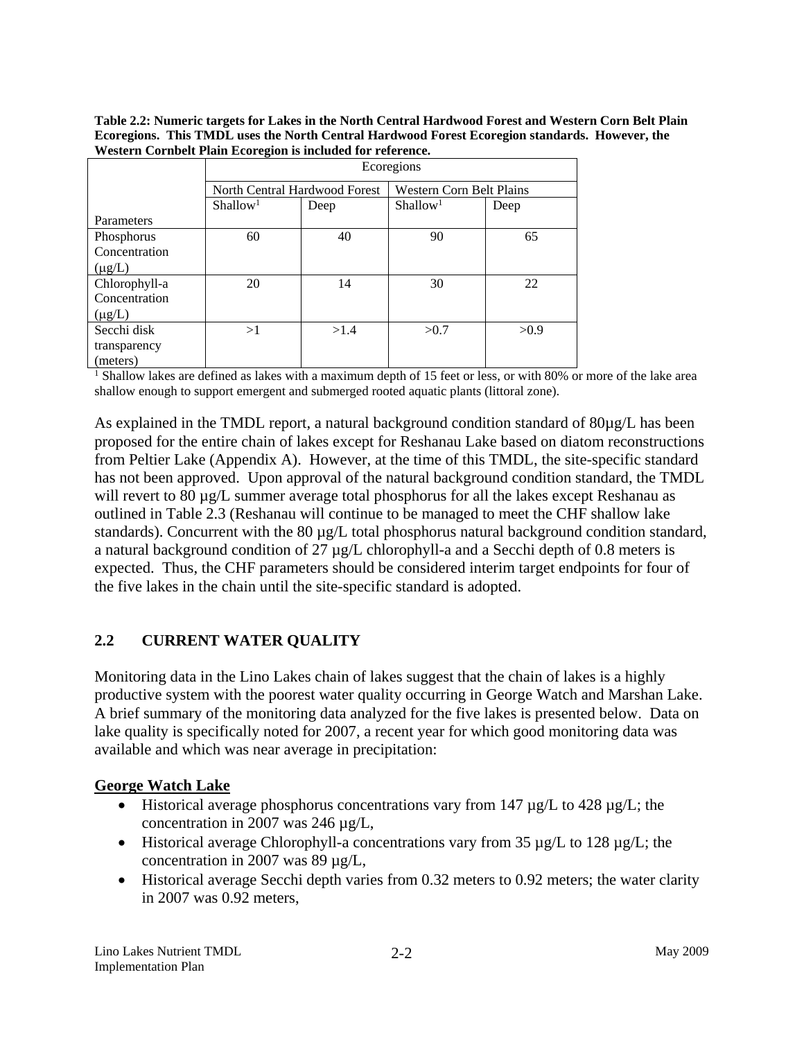**Table 2.2: Numeric targets for Lakes in the North Central Hardwood Forest and Western Corn Belt Plain Ecoregions. This TMDL uses the North Central Hardwood Forest Ecoregion standards. However, the Western Cornbelt Plain Ecoregion is included for reference.**

| | Ecoregions | | | |
|---|---|---|---|---|
| | North Central Hardwood Forest | | Western Corn Belt Plains | |
| Parameters | Shallow[1] | Deep | Shallow[1] | Deep |
| Phosphorus Concentration (µg/L) | 60 | 40 | 90 | 65 |
| Chlorophyll-a Concentration (µg/L) | 20 | 14 | 30 | 22 |
| Secchi disk transparency (meters) | >1 | >1.4 | >0.7 | >0.9 |

[1] Shallow lakes are defined as lakes with a maximum depth of 15 feet or less, or with 80% or more of the lake area shallow enough to support emergent and submerged rooted aquatic plants (littoral zone).

As explained in the TMDL report, a natural background condition standard of 80µg/L has been proposed for the entire chain of lakes except for Reshanau Lake based on diatom reconstructions from Peltier Lake (Appendix A). However, at the time of this TMDL, the site-specific standard has not been approved. Upon approval of the natural background condition standard, the TMDL will revert to 80 µg/L summer average total phosphorus for all the lakes except Reshanau as outlined in Table 2.3 (Reshanau will continue to be managed to meet the CHF shallow lake standards). Concurrent with the 80 µg/L total phosphorus natural background condition standard, a natural background condition of 27 µg/L chlorophyll-a and a Secchi depth of 0.8 meters is expected. Thus, the CHF parameters should be considered interim target endpoints for four of the five lakes in the chain until the site-specific standard is adopted.

## 2.2 CURRENT WATER QUALITY

Monitoring data in the Lino Lakes chain of lakes suggest that the chain of lakes is a highly productive system with the poorest water quality occurring in George Watch and Marshan Lake. A brief summary of the monitoring data analyzed for the five lakes is presented below. Data on lake quality is specifically noted for 2007, a recent year for which good monitoring data was available and which was near average in precipitation:

**George Watch Lake**

- Historical average phosphorus concentrations vary from 147 µg/L to 428 µg/L; the concentration in 2007 was 246 µg/L,
- Historical average Chlorophyll-a concentrations vary from 35 µg/L to 128 µg/L; the concentration in 2007 was 89 µg/L,
- Historical average Secchi depth varies from 0.32 meters to 0.92 meters; the water clarity in 2007 was 0.92 meters,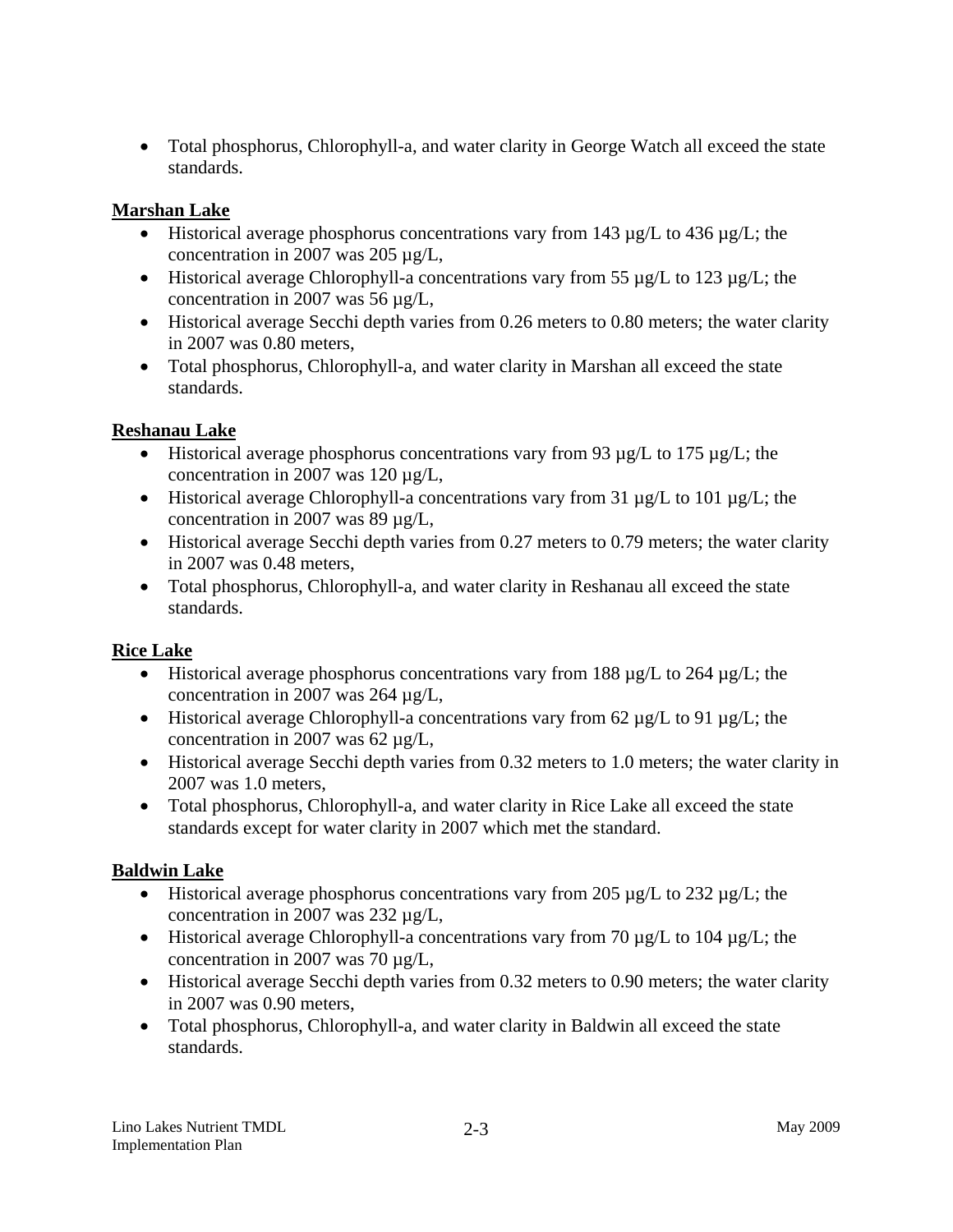- Total phosphorus, Chlorophyll-a, and water clarity in George Watch all exceed the state standards.

**Marshan Lake**

- Historical average phosphorus concentrations vary from 143 µg/L to 436 µg/L; the concentration in 2007 was 205 µg/L,
- Historical average Chlorophyll-a concentrations vary from 55 µg/L to 123 µg/L; the concentration in 2007 was 56 µg/L,
- Historical average Secchi depth varies from 0.26 meters to 0.80 meters; the water clarity in 2007 was 0.80 meters,
- Total phosphorus, Chlorophyll-a, and water clarity in Marshan all exceed the state standards.

**Reshanau Lake**

- Historical average phosphorus concentrations vary from 93 µg/L to 175 µg/L; the concentration in 2007 was 120 µg/L,
- Historical average Chlorophyll-a concentrations vary from 31 µg/L to 101 µg/L; the concentration in 2007 was 89 µg/L,
- Historical average Secchi depth varies from 0.27 meters to 0.79 meters; the water clarity in 2007 was 0.48 meters,
- Total phosphorus, Chlorophyll-a, and water clarity in Reshanau all exceed the state standards.

**Rice Lake**

- Historical average phosphorus concentrations vary from 188 µg/L to 264 µg/L; the concentration in 2007 was 264 µg/L,
- Historical average Chlorophyll-a concentrations vary from 62 µg/L to 91 µg/L; the concentration in 2007 was 62 µg/L,
- Historical average Secchi depth varies from 0.32 meters to 1.0 meters; the water clarity in 2007 was 1.0 meters,
- Total phosphorus, Chlorophyll-a, and water clarity in Rice Lake all exceed the state standards except for water clarity in 2007 which met the standard.

**Baldwin Lake**

- Historical average phosphorus concentrations vary from 205 µg/L to 232 µg/L; the concentration in 2007 was 232 µg/L,
- Historical average Chlorophyll-a concentrations vary from 70 µg/L to 104 µg/L; the concentration in 2007 was 70 µg/L,
- Historical average Secchi depth varies from 0.32 meters to 0.90 meters; the water clarity in 2007 was 0.90 meters,
- Total phosphorus, Chlorophyll-a, and water clarity in Baldwin all exceed the state standards.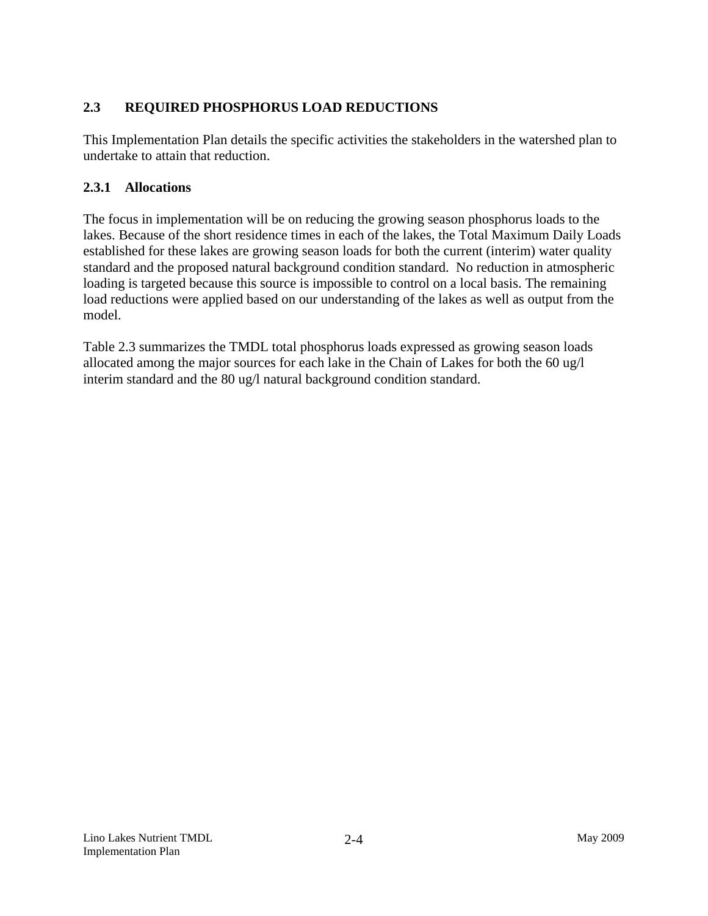## 2.3 REQUIRED PHOSPHORUS LOAD REDUCTIONS

This Implementation Plan details the specific activities the stakeholders in the watershed plan to undertake to attain that reduction.

### 2.3.1 Allocations

The focus in implementation will be on reducing the growing season phosphorus loads to the lakes. Because of the short residence times in each of the lakes, the Total Maximum Daily Loads established for these lakes are growing season loads for both the current (interim) water quality standard and the proposed natural background condition standard. No reduction in atmospheric loading is targeted because this source is impossible to control on a local basis. The remaining load reductions were applied based on our understanding of the lakes as well as output from the model.

Table 2.3 summarizes the TMDL total phosphorus loads expressed as growing season loads allocated among the major sources for each lake in the Chain of Lakes for both the 60 ug/l interim standard and the 80 ug/l natural background condition standard.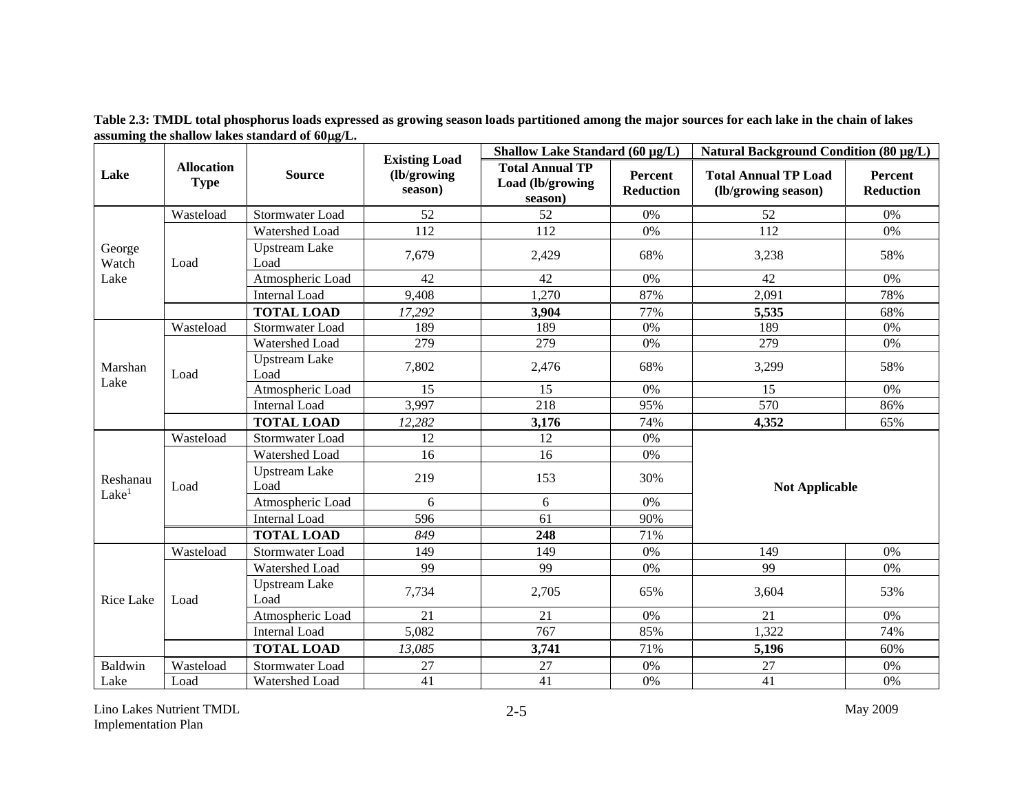**Table 2.3: TMDL total phosphorus loads expressed as growing season loads partitioned among the major sources for each lake in the chain of lakes assuming the shallow lakes standard of 60μg/L.**

| Lake | Allocation Type | Source | Existing Load (lb/growing season) | Shallow Lake Standard (60 µg/L) | | Natural Background Condition (80 µg/L) | |
|---|---|---|---|---|---|---|---|
| | | | | Total Annual TP Load (lb/growing season) | Percent Reduction | Total Annual TP Load (lb/growing season) | Percent Reduction |
| George Watch Lake | Wasteload | Stormwater Load | 52 | 52 | 0% | 52 | 0% |
| | Load | Watershed Load | 112 | 112 | 0% | 112 | 0% |
| | | Upstream Lake Load | 7,679 | 2,429 | 68% | 3,238 | 58% |
| | | Atmospheric Load | 42 | 42 | 0% | 42 | 0% |
| | | Internal Load | 9,408 | 1,270 | 87% | 2,091 | 78% |
| | | **TOTAL LOAD** | *17,292* | **3,904** | 77% | **5,535** | 68% |
| Marshan Lake | Wasteload | Stormwater Load | 189 | 189 | 0% | 189 | 0% |
| | Load | Watershed Load | 279 | 279 | 0% | 279 | 0% |
| | | Upstream Lake Load | 7,802 | 2,476 | 68% | 3,299 | 58% |
| | | Atmospheric Load | 15 | 15 | 0% | 15 | 0% |
| | | Internal Load | 3,997 | 218 | 95% | 570 | 86% |
| | | **TOTAL LOAD** | *12,282* | **3,176** | 74% | **4,352** | 65% |
| Reshanau Lake[1] | Wasteload | Stormwater Load | 12 | 12 | 0% | **Not Applicable** | |
| | Load | Watershed Load | 16 | 16 | 0% | | |
| | | Upstream Lake Load | 219 | 153 | 30% | | |
| | | Atmospheric Load | 6 | 6 | 0% | | |
| | | Internal Load | 596 | 61 | 90% | | |
| | | **TOTAL LOAD** | *849* | **248** | 71% | | |
| Rice Lake | Wasteload | Stormwater Load | 149 | 149 | 0% | 149 | 0% |
| | Load | Watershed Load | 99 | 99 | 0% | 99 | 0% |
| | | Upstream Lake Load | 7,734 | 2,705 | 65% | 3,604 | 53% |
| | | Atmospheric Load | 21 | 21 | 0% | 21 | 0% |
| | | Internal Load | 5,082 | 767 | 85% | 1,322 | 74% |
| | | **TOTAL LOAD** | *13,085* | **3,741** | 71% | **5,196** | 60% |
| Baldwin Lake | Wasteload | Stormwater Load | 27 | 27 | 0% | 27 | 0% |
| | Load | Watershed Load | 41 | 41 | 0% | 41 | 0% |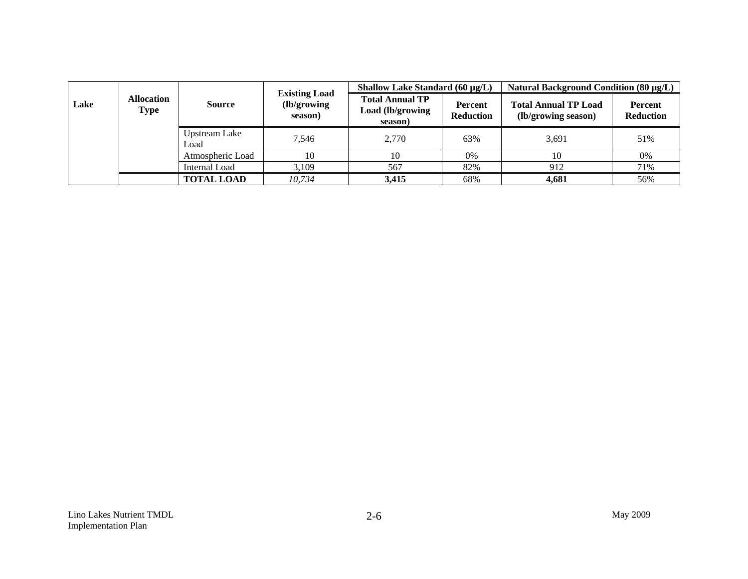| Lake | Allocation Type | Source | Existing Load (lb/growing season) | Shallow Lake Standard (60 µg/L) | | Natural Background Condition (80 µg/L) | |
|---|---|---|---|---|---|---|---|
| | | | | **Total Annual TP Load (lb/growing season)** | **Percent Reduction** | **Total Annual TP Load (lb/growing season)** | **Percent Reduction** |
| | | Upstream Lake Load | 7,546 | 2,770 | 63% | 3,691 | 51% |
| | | Atmospheric Load | 10 | 10 | 0% | 10 | 0% |
| | | Internal Load | 3,109 | 567 | 82% | 912 | 71% |
| | | **TOTAL LOAD** | *10,734* | **3,415** | 68% | **4,681** | 56% |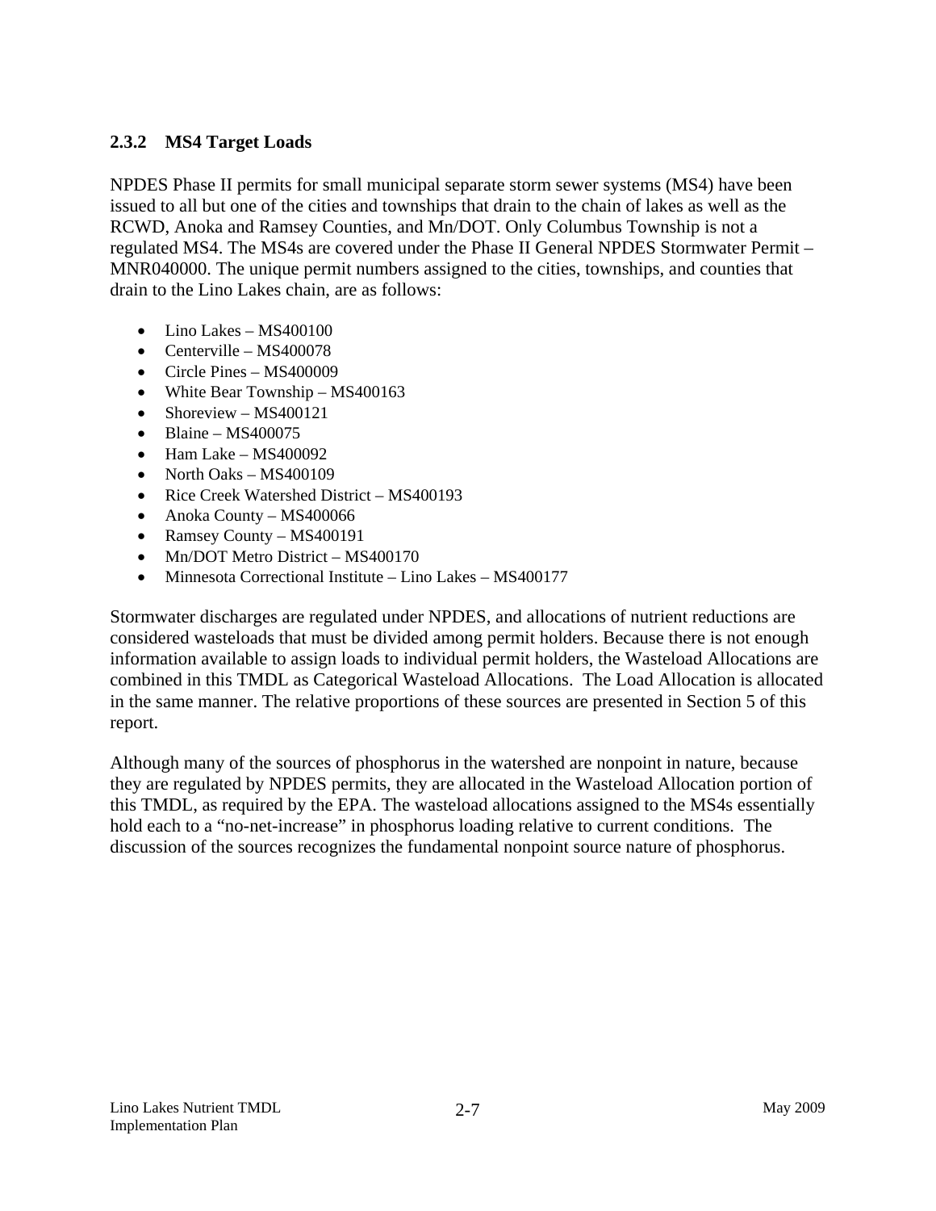### 2.3.2 MS4 Target Loads

NPDES Phase II permits for small municipal separate storm sewer systems (MS4) have been issued to all but one of the cities and townships that drain to the chain of lakes as well as the RCWD, Anoka and Ramsey Counties, and Mn/DOT. Only Columbus Township is not a regulated MS4. The MS4s are covered under the Phase II General NPDES Stormwater Permit – MNR040000. The unique permit numbers assigned to the cities, townships, and counties that drain to the Lino Lakes chain, are as follows:

- Lino Lakes – MS400100
- Centerville – MS400078
- Circle Pines – MS400009
- White Bear Township – MS400163
- Shoreview – MS400121
- Blaine – MS400075
- Ham Lake – MS400092
- North Oaks – MS400109
- Rice Creek Watershed District – MS400193
- Anoka County – MS400066
- Ramsey County – MS400191
- Mn/DOT Metro District – MS400170
- Minnesota Correctional Institute – Lino Lakes – MS400177

Stormwater discharges are regulated under NPDES, and allocations of nutrient reductions are considered wasteloads that must be divided among permit holders. Because there is not enough information available to assign loads to individual permit holders, the Wasteload Allocations are combined in this TMDL as Categorical Wasteload Allocations. The Load Allocation is allocated in the same manner. The relative proportions of these sources are presented in Section 5 of this report.

Although many of the sources of phosphorus in the watershed are nonpoint in nature, because they are regulated by NPDES permits, they are allocated in the Wasteload Allocation portion of this TMDL, as required by the EPA. The wasteload allocations assigned to the MS4s essentially hold each to a "no-net-increase" in phosphorus loading relative to current conditions. The discussion of the sources recognizes the fundamental nonpoint source nature of phosphorus.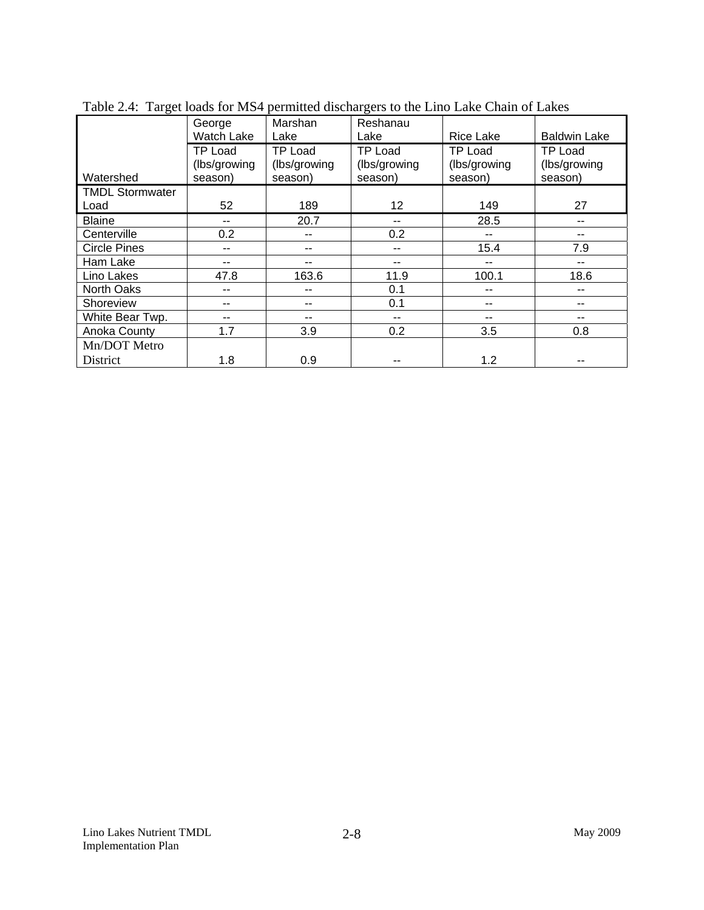Table 2.4: Target loads for MS4 permitted dischargers to the Lino Lake Chain of Lakes

| | George Watch Lake | Marshan Lake | Reshanau Lake | Rice Lake | Baldwin Lake |
|---|---|---|---|---|---|
| Watershed | TP Load (lbs/growing season) | TP Load (lbs/growing season) | TP Load (lbs/growing season) | TP Load (lbs/growing season) | TP Load (lbs/growing season) |
| TMDL Stormwater Load | 52 | 189 | 12 | 149 | 27 |
| Blaine | -- | 20.7 | -- | 28.5 | -- |
| Centerville | 0.2 | -- | 0.2 | -- | -- |
| Circle Pines | -- | -- | -- | 15.4 | 7.9 |
| Ham Lake | -- | -- | -- | -- | -- |
| Lino Lakes | 47.8 | 163.6 | 11.9 | 100.1 | 18.6 |
| North Oaks | -- | -- | 0.1 | -- | -- |
| Shoreview | -- | -- | 0.1 | -- | -- |
| White Bear Twp. | -- | -- | -- | -- | -- |
| Anoka County | 1.7 | 3.9 | 0.2 | 3.5 | 0.8 |
| Mn/DOT Metro District | 1.8 | 0.9 | -- | 1.2 | -- |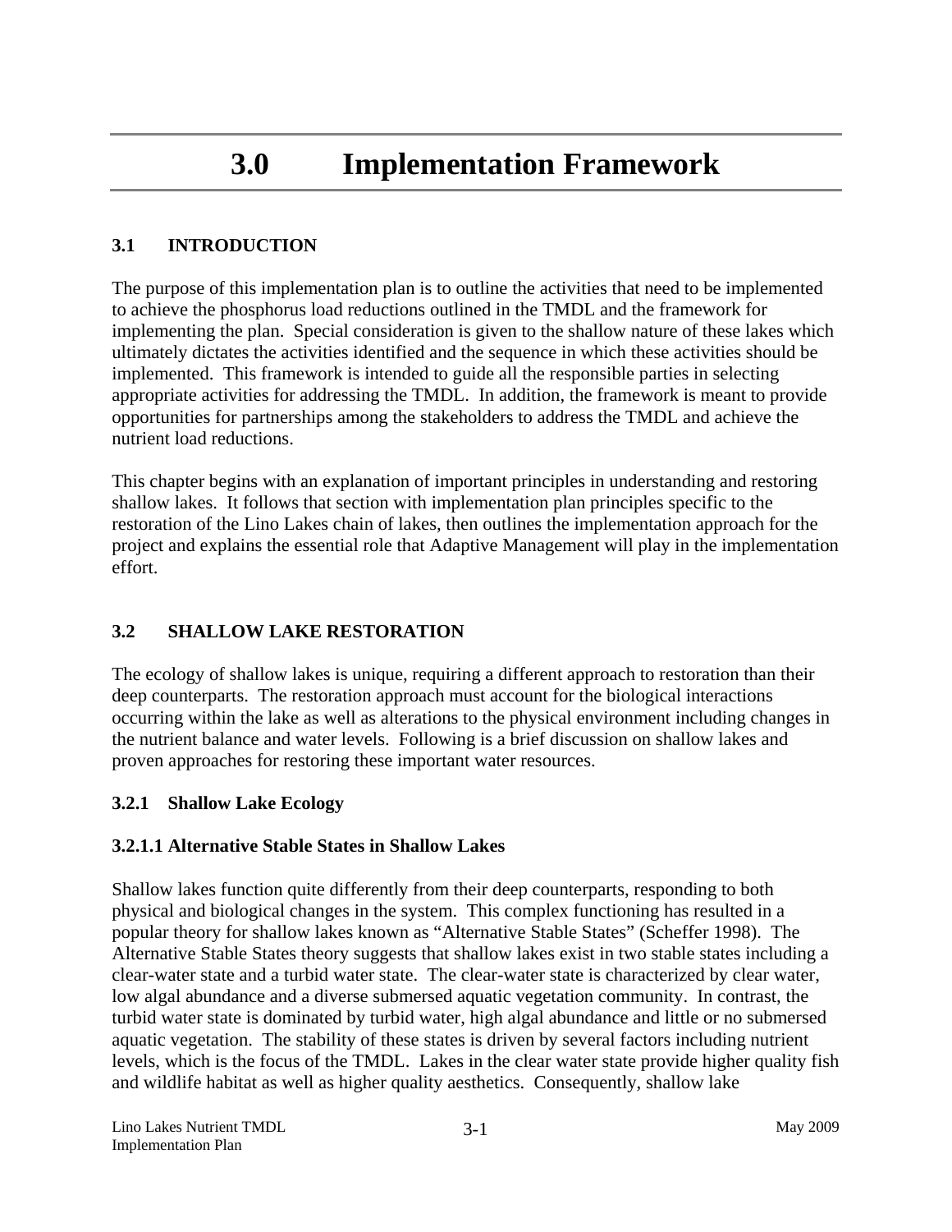# 3.0 Implementation Framework

## 3.1 INTRODUCTION

The purpose of this implementation plan is to outline the activities that need to be implemented to achieve the phosphorus load reductions outlined in the TMDL and the framework for implementing the plan. Special consideration is given to the shallow nature of these lakes which ultimately dictates the activities identified and the sequence in which these activities should be implemented. This framework is intended to guide all the responsible parties in selecting appropriate activities for addressing the TMDL. In addition, the framework is meant to provide opportunities for partnerships among the stakeholders to address the TMDL and achieve the nutrient load reductions.

This chapter begins with an explanation of important principles in understanding and restoring shallow lakes. It follows that section with implementation plan principles specific to the restoration of the Lino Lakes chain of lakes, then outlines the implementation approach for the project and explains the essential role that Adaptive Management will play in the implementation effort.

## 3.2 SHALLOW LAKE RESTORATION

The ecology of shallow lakes is unique, requiring a different approach to restoration than their deep counterparts. The restoration approach must account for the biological interactions occurring within the lake as well as alterations to the physical environment including changes in the nutrient balance and water levels. Following is a brief discussion on shallow lakes and proven approaches for restoring these important water resources.

### 3.2.1 Shallow Lake Ecology

#### 3.2.1.1 Alternative Stable States in Shallow Lakes

Shallow lakes function quite differently from their deep counterparts, responding to both physical and biological changes in the system. This complex functioning has resulted in a popular theory for shallow lakes known as "Alternative Stable States" (Scheffer 1998). The Alternative Stable States theory suggests that shallow lakes exist in two stable states including a clear-water state and a turbid water state. The clear-water state is characterized by clear water, low algal abundance and a diverse submersed aquatic vegetation community. In contrast, the turbid water state is dominated by turbid water, high algal abundance and little or no submersed aquatic vegetation. The stability of these states is driven by several factors including nutrient levels, which is the focus of the TMDL. Lakes in the clear water state provide higher quality fish and wildlife habitat as well as higher quality aesthetics. Consequently, shallow lake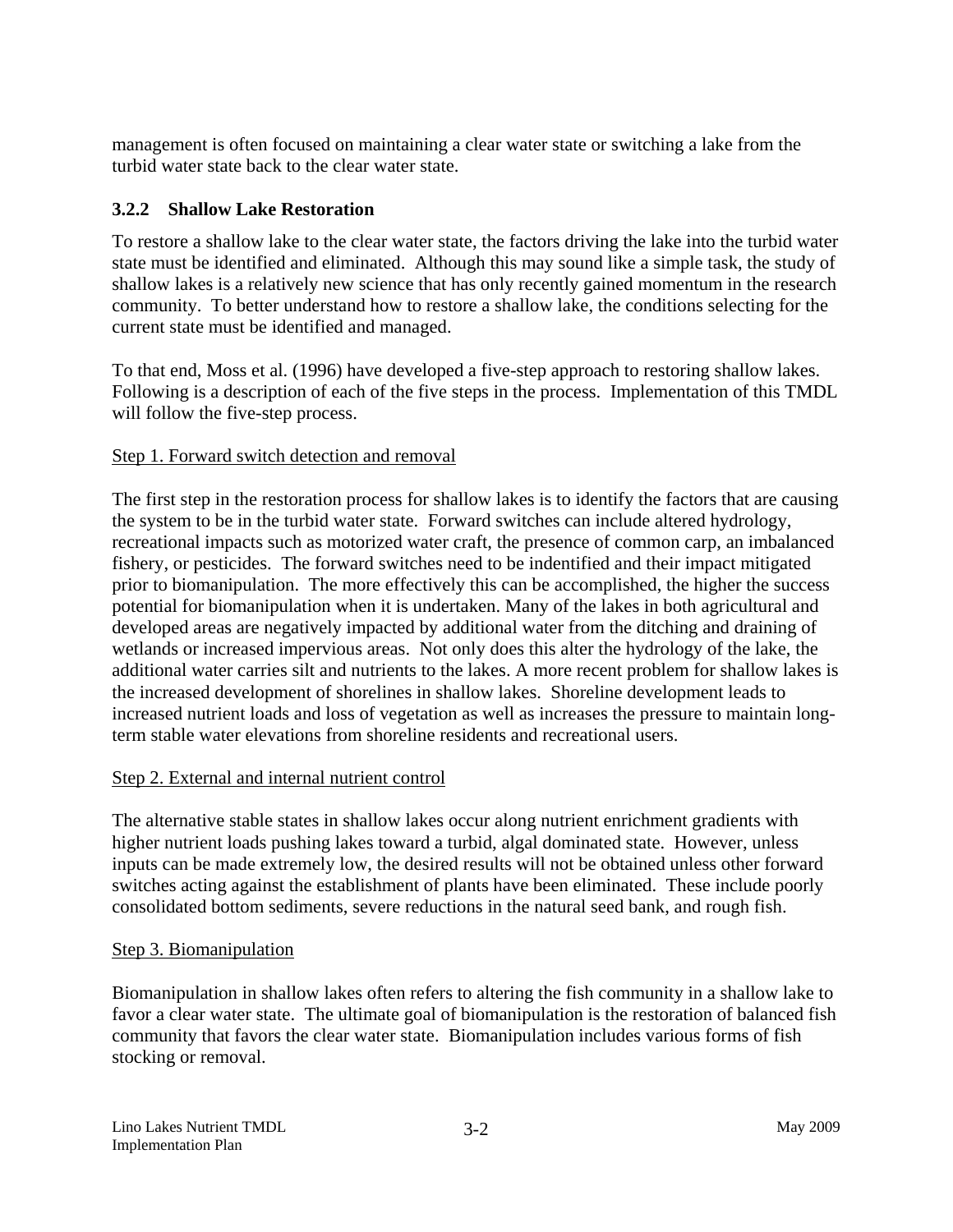management is often focused on maintaining a clear water state or switching a lake from the turbid water state back to the clear water state.

### 3.2.2 Shallow Lake Restoration

To restore a shallow lake to the clear water state, the factors driving the lake into the turbid water state must be identified and eliminated. Although this may sound like a simple task, the study of shallow lakes is a relatively new science that has only recently gained momentum in the research community. To better understand how to restore a shallow lake, the conditions selecting for the current state must be identified and managed.

To that end, Moss et al. (1996) have developed a five-step approach to restoring shallow lakes. Following is a description of each of the five steps in the process. Implementation of this TMDL will follow the five-step process.

Step 1. Forward switch detection and removal

The first step in the restoration process for shallow lakes is to identify the factors that are causing the system to be in the turbid water state. Forward switches can include altered hydrology, recreational impacts such as motorized water craft, the presence of common carp, an imbalanced fishery, or pesticides. The forward switches need to be indentified and their impact mitigated prior to biomanipulation. The more effectively this can be accomplished, the higher the success potential for biomanipulation when it is undertaken. Many of the lakes in both agricultural and developed areas are negatively impacted by additional water from the ditching and draining of wetlands or increased impervious areas. Not only does this alter the hydrology of the lake, the additional water carries silt and nutrients to the lakes. A more recent problem for shallow lakes is the increased development of shorelines in shallow lakes. Shoreline development leads to increased nutrient loads and loss of vegetation as well as increases the pressure to maintain long-term stable water elevations from shoreline residents and recreational users.

Step 2. External and internal nutrient control

The alternative stable states in shallow lakes occur along nutrient enrichment gradients with higher nutrient loads pushing lakes toward a turbid, algal dominated state. However, unless inputs can be made extremely low, the desired results will not be obtained unless other forward switches acting against the establishment of plants have been eliminated. These include poorly consolidated bottom sediments, severe reductions in the natural seed bank, and rough fish.

Step 3. Biomanipulation

Biomanipulation in shallow lakes often refers to altering the fish community in a shallow lake to favor a clear water state. The ultimate goal of biomanipulation is the restoration of balanced fish community that favors the clear water state. Biomanipulation includes various forms of fish stocking or removal.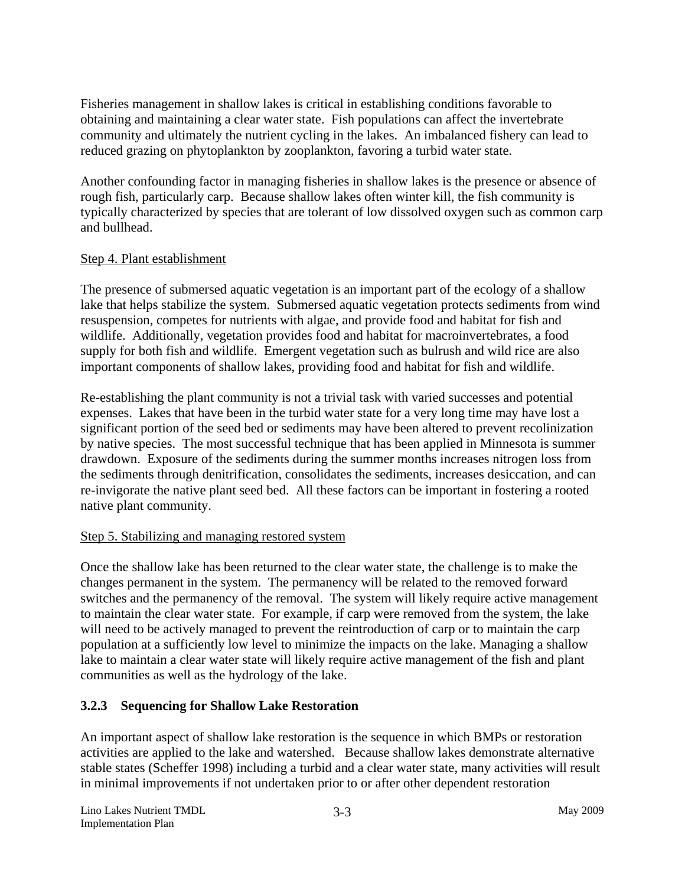Fisheries management in shallow lakes is critical in establishing conditions favorable to obtaining and maintaining a clear water state. Fish populations can affect the invertebrate community and ultimately the nutrient cycling in the lakes. An imbalanced fishery can lead to reduced grazing on phytoplankton by zooplankton, favoring a turbid water state.

Another confounding factor in managing fisheries in shallow lakes is the presence or absence of rough fish, particularly carp. Because shallow lakes often winter kill, the fish community is typically characterized by species that are tolerant of low dissolved oxygen such as common carp and bullhead.

Step 4. Plant establishment

The presence of submersed aquatic vegetation is an important part of the ecology of a shallow lake that helps stabilize the system. Submersed aquatic vegetation protects sediments from wind resuspension, competes for nutrients with algae, and provide food and habitat for fish and wildlife. Additionally, vegetation provides food and habitat for macroinvertebrates, a food supply for both fish and wildlife. Emergent vegetation such as bulrush and wild rice are also important components of shallow lakes, providing food and habitat for fish and wildlife.

Re-establishing the plant community is not a trivial task with varied successes and potential expenses. Lakes that have been in the turbid water state for a very long time may have lost a significant portion of the seed bed or sediments may have been altered to prevent recolinization by native species. The most successful technique that has been applied in Minnesota is summer drawdown. Exposure of the sediments during the summer months increases nitrogen loss from the sediments through denitrification, consolidates the sediments, increases desiccation, and can re-invigorate the native plant seed bed. All these factors can be important in fostering a rooted native plant community.

Step 5. Stabilizing and managing restored system

Once the shallow lake has been returned to the clear water state, the challenge is to make the changes permanent in the system. The permanency will be related to the removed forward switches and the permanency of the removal. The system will likely require active management to maintain the clear water state. For example, if carp were removed from the system, the lake will need to be actively managed to prevent the reintroduction of carp or to maintain the carp population at a sufficiently low level to minimize the impacts on the lake. Managing a shallow lake to maintain a clear water state will likely require active management of the fish and plant communities as well as the hydrology of the lake.

### 3.2.3 Sequencing for Shallow Lake Restoration

An important aspect of shallow lake restoration is the sequence in which BMPs or restoration activities are applied to the lake and watershed. Because shallow lakes demonstrate alternative stable states (Scheffer 1998) including a turbid and a clear water state, many activities will result in minimal improvements if not undertaken prior to or after other dependent restoration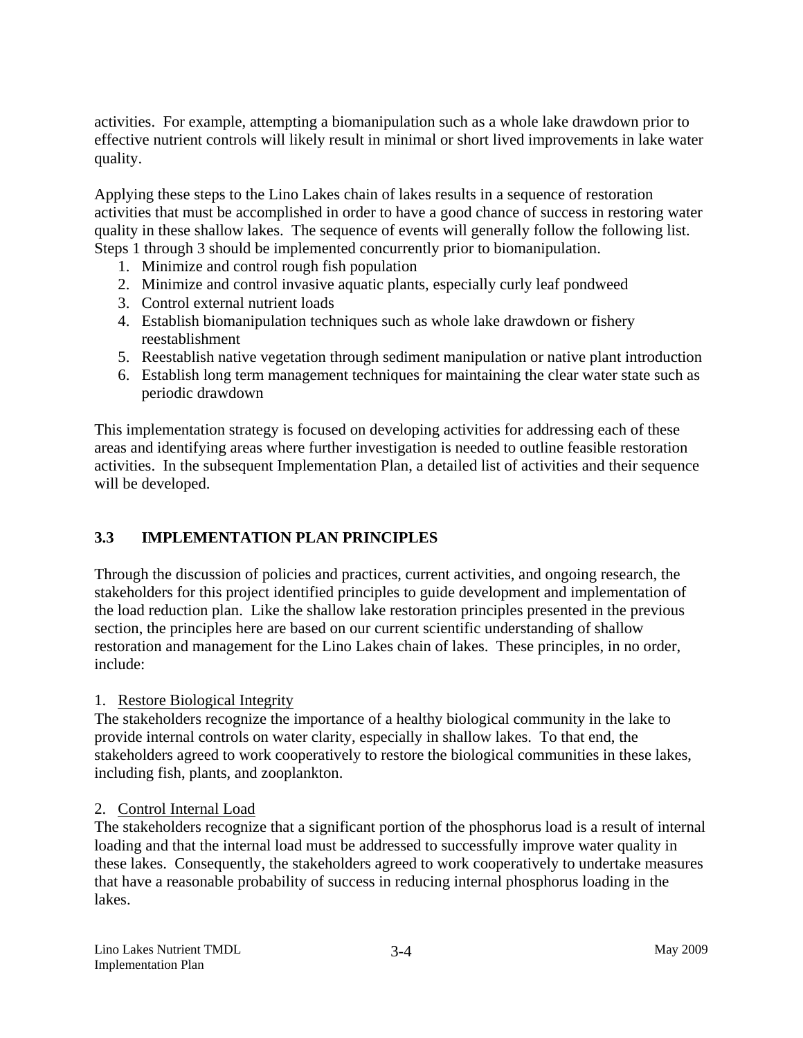activities. For example, attempting a biomanipulation such as a whole lake drawdown prior to effective nutrient controls will likely result in minimal or short lived improvements in lake water quality.

Applying these steps to the Lino Lakes chain of lakes results in a sequence of restoration activities that must be accomplished in order to have a good chance of success in restoring water quality in these shallow lakes. The sequence of events will generally follow the following list. Steps 1 through 3 should be implemented concurrently prior to biomanipulation.

1. Minimize and control rough fish population
2. Minimize and control invasive aquatic plants, especially curly leaf pondweed
3. Control external nutrient loads
4. Establish biomanipulation techniques such as whole lake drawdown or fishery reestablishment
5. Reestablish native vegetation through sediment manipulation or native plant introduction
6. Establish long term management techniques for maintaining the clear water state such as periodic drawdown

This implementation strategy is focused on developing activities for addressing each of these areas and identifying areas where further investigation is needed to outline feasible restoration activities. In the subsequent Implementation Plan, a detailed list of activities and their sequence will be developed.

## 3.3 IMPLEMENTATION PLAN PRINCIPLES

Through the discussion of policies and practices, current activities, and ongoing research, the stakeholders for this project identified principles to guide development and implementation of the load reduction plan. Like the shallow lake restoration principles presented in the previous section, the principles here are based on our current scientific understanding of shallow restoration and management for the Lino Lakes chain of lakes. These principles, in no order, include:

1. Restore Biological Integrity

The stakeholders recognize the importance of a healthy biological community in the lake to provide internal controls on water clarity, especially in shallow lakes. To that end, the stakeholders agreed to work cooperatively to restore the biological communities in these lakes, including fish, plants, and zooplankton.

2. Control Internal Load

The stakeholders recognize that a significant portion of the phosphorus load is a result of internal loading and that the internal load must be addressed to successfully improve water quality in these lakes. Consequently, the stakeholders agreed to work cooperatively to undertake measures that have a reasonable probability of success in reducing internal phosphorus loading in the lakes.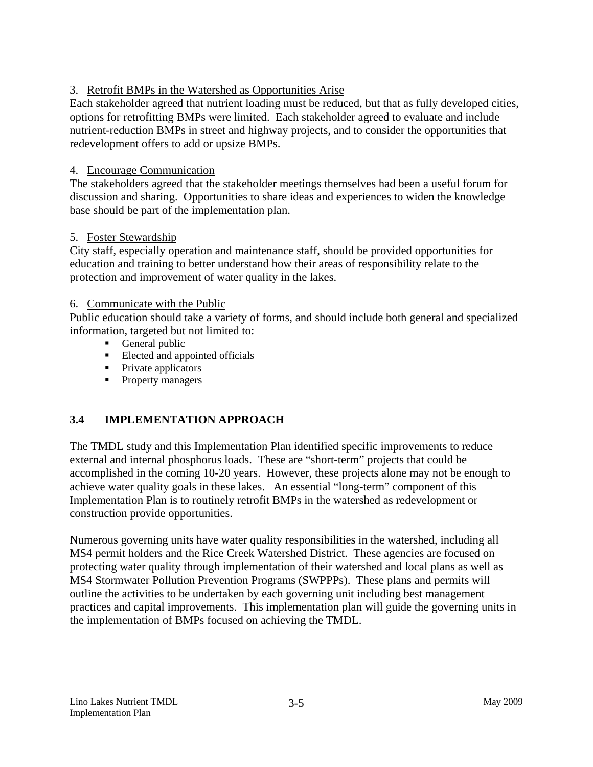3. Retrofit BMPs in the Watershed as Opportunities Arise

Each stakeholder agreed that nutrient loading must be reduced, but that as fully developed cities, options for retrofitting BMPs were limited. Each stakeholder agreed to evaluate and include nutrient-reduction BMPs in street and highway projects, and to consider the opportunities that redevelopment offers to add or upsize BMPs.

4. Encourage Communication

The stakeholders agreed that the stakeholder meetings themselves had been a useful forum for discussion and sharing. Opportunities to share ideas and experiences to widen the knowledge base should be part of the implementation plan.

5. Foster Stewardship

City staff, especially operation and maintenance staff, should be provided opportunities for education and training to better understand how their areas of responsibility relate to the protection and improvement of water quality in the lakes.

6. Communicate with the Public

Public education should take a variety of forms, and should include both general and specialized information, targeted but not limited to:

- General public
- Elected and appointed officials
- Private applicators
- Property managers

## 3.4 IMPLEMENTATION APPROACH

The TMDL study and this Implementation Plan identified specific improvements to reduce external and internal phosphorus loads. These are "short-term" projects that could be accomplished in the coming 10-20 years. However, these projects alone may not be enough to achieve water quality goals in these lakes. An essential "long-term" component of this Implementation Plan is to routinely retrofit BMPs in the watershed as redevelopment or construction provide opportunities.

Numerous governing units have water quality responsibilities in the watershed, including all MS4 permit holders and the Rice Creek Watershed District. These agencies are focused on protecting water quality through implementation of their watershed and local plans as well as MS4 Stormwater Pollution Prevention Programs (SWPPPs). These plans and permits will outline the activities to be undertaken by each governing unit including best management practices and capital improvements. This implementation plan will guide the governing units in the implementation of BMPs focused on achieving the TMDL.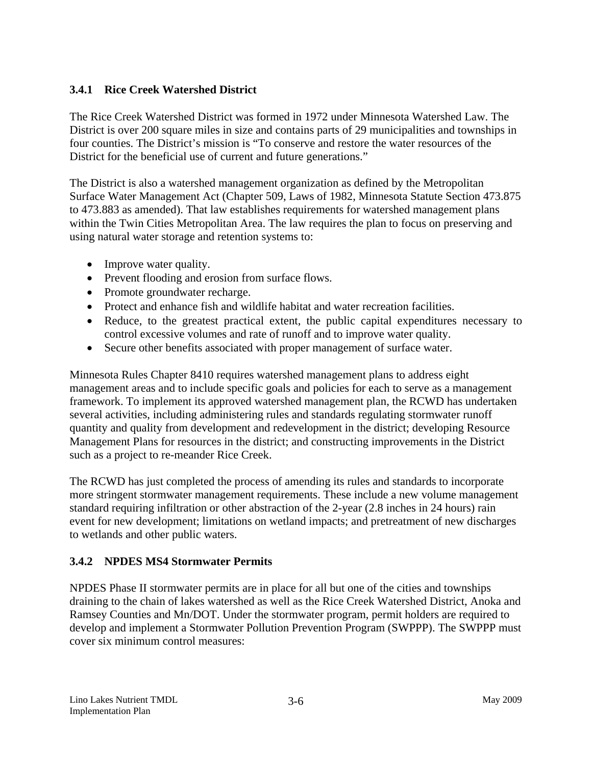### 3.4.1 Rice Creek Watershed District

The Rice Creek Watershed District was formed in 1972 under Minnesota Watershed Law. The District is over 200 square miles in size and contains parts of 29 municipalities and townships in four counties. The District's mission is "To conserve and restore the water resources of the District for the beneficial use of current and future generations."

The District is also a watershed management organization as defined by the Metropolitan Surface Water Management Act (Chapter 509, Laws of 1982, Minnesota Statute Section 473.875 to 473.883 as amended). That law establishes requirements for watershed management plans within the Twin Cities Metropolitan Area. The law requires the plan to focus on preserving and using natural water storage and retention systems to:

- Improve water quality.
- Prevent flooding and erosion from surface flows.
- Promote groundwater recharge.
- Protect and enhance fish and wildlife habitat and water recreation facilities.
- Reduce, to the greatest practical extent, the public capital expenditures necessary to control excessive volumes and rate of runoff and to improve water quality.
- Secure other benefits associated with proper management of surface water.

Minnesota Rules Chapter 8410 requires watershed management plans to address eight management areas and to include specific goals and policies for each to serve as a management framework. To implement its approved watershed management plan, the RCWD has undertaken several activities, including administering rules and standards regulating stormwater runoff quantity and quality from development and redevelopment in the district; developing Resource Management Plans for resources in the district; and constructing improvements in the District such as a project to re-meander Rice Creek.

The RCWD has just completed the process of amending its rules and standards to incorporate more stringent stormwater management requirements. These include a new volume management standard requiring infiltration or other abstraction of the 2-year (2.8 inches in 24 hours) rain event for new development; limitations on wetland impacts; and pretreatment of new discharges to wetlands and other public waters.

### 3.4.2 NPDES MS4 Stormwater Permits

NPDES Phase II stormwater permits are in place for all but one of the cities and townships draining to the chain of lakes watershed as well as the Rice Creek Watershed District, Anoka and Ramsey Counties and Mn/DOT. Under the stormwater program, permit holders are required to develop and implement a Stormwater Pollution Prevention Program (SWPPP). The SWPPP must cover six minimum control measures: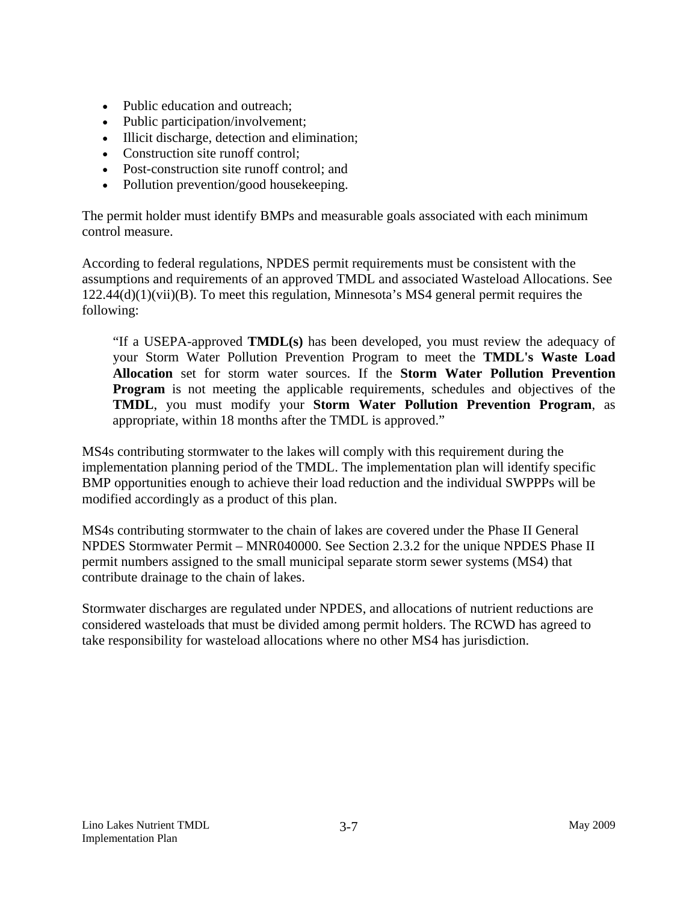- Public education and outreach;
- Public participation/involvement;
- Illicit discharge, detection and elimination;
- Construction site runoff control;
- Post-construction site runoff control; and
- Pollution prevention/good housekeeping.

The permit holder must identify BMPs and measurable goals associated with each minimum control measure.

According to federal regulations, NPDES permit requirements must be consistent with the assumptions and requirements of an approved TMDL and associated Wasteload Allocations. See 122.44(d)(1)(vii)(B). To meet this regulation, Minnesota's MS4 general permit requires the following:

> "If a USEPA-approved **TMDL(s)** has been developed, you must review the adequacy of your Storm Water Pollution Prevention Program to meet the **TMDL's Waste Load Allocation** set for storm water sources. If the **Storm Water Pollution Prevention Program** is not meeting the applicable requirements, schedules and objectives of the **TMDL**, you must modify your **Storm Water Pollution Prevention Program**, as appropriate, within 18 months after the TMDL is approved."

MS4s contributing stormwater to the lakes will comply with this requirement during the implementation planning period of the TMDL. The implementation plan will identify specific BMP opportunities enough to achieve their load reduction and the individual SWPPPs will be modified accordingly as a product of this plan.

MS4s contributing stormwater to the chain of lakes are covered under the Phase II General NPDES Stormwater Permit – MNR040000. See Section 2.3.2 for the unique NPDES Phase II permit numbers assigned to the small municipal separate storm sewer systems (MS4) that contribute drainage to the chain of lakes.

Stormwater discharges are regulated under NPDES, and allocations of nutrient reductions are considered wasteloads that must be divided among permit holders. The RCWD has agreed to take responsibility for wasteload allocations where no other MS4 has jurisdiction.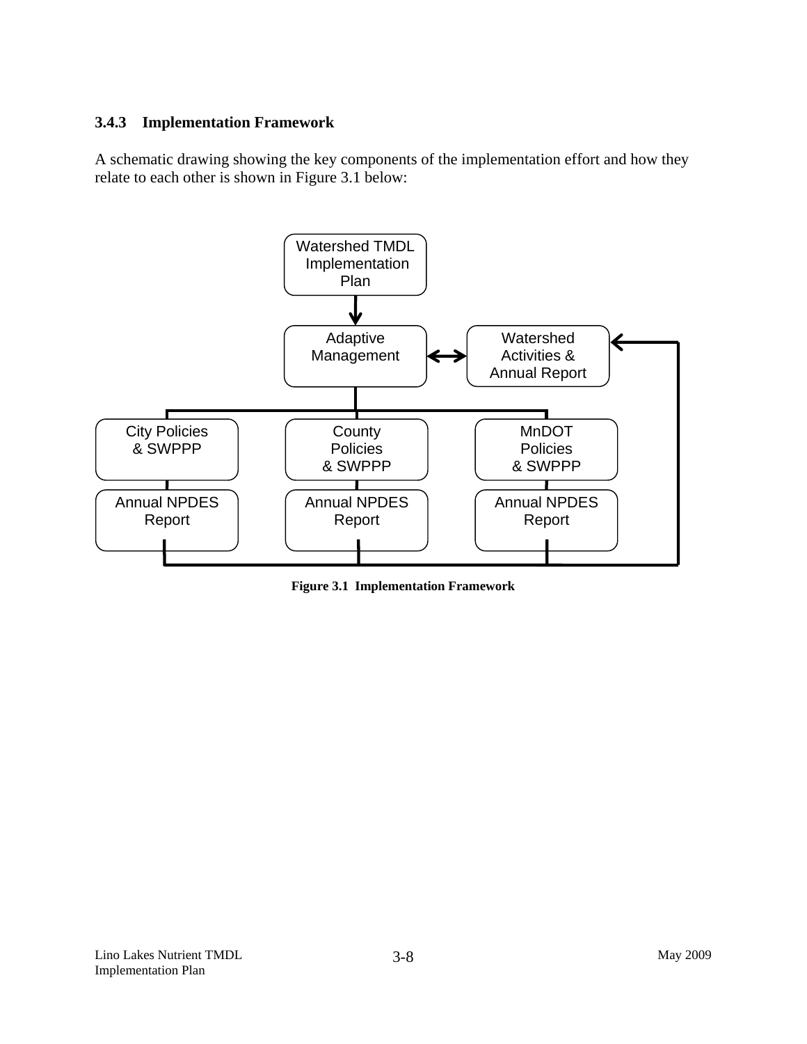### 3.4.3 Implementation Framework

A schematic drawing showing the key components of the implementation effort and how they relate to each other is shown in Figure 3.1 below:

Watershed TMDL Implementation Plan

Adaptive Management

Watershed Activities & Annual Report

City Policies & SWPPP

County Policies & SWPPP

MnDOT Policies & SWPPP

Annual NPDES Report

Annual NPDES Report

Annual NPDES Report

**Figure 3.1 Implementation Framework**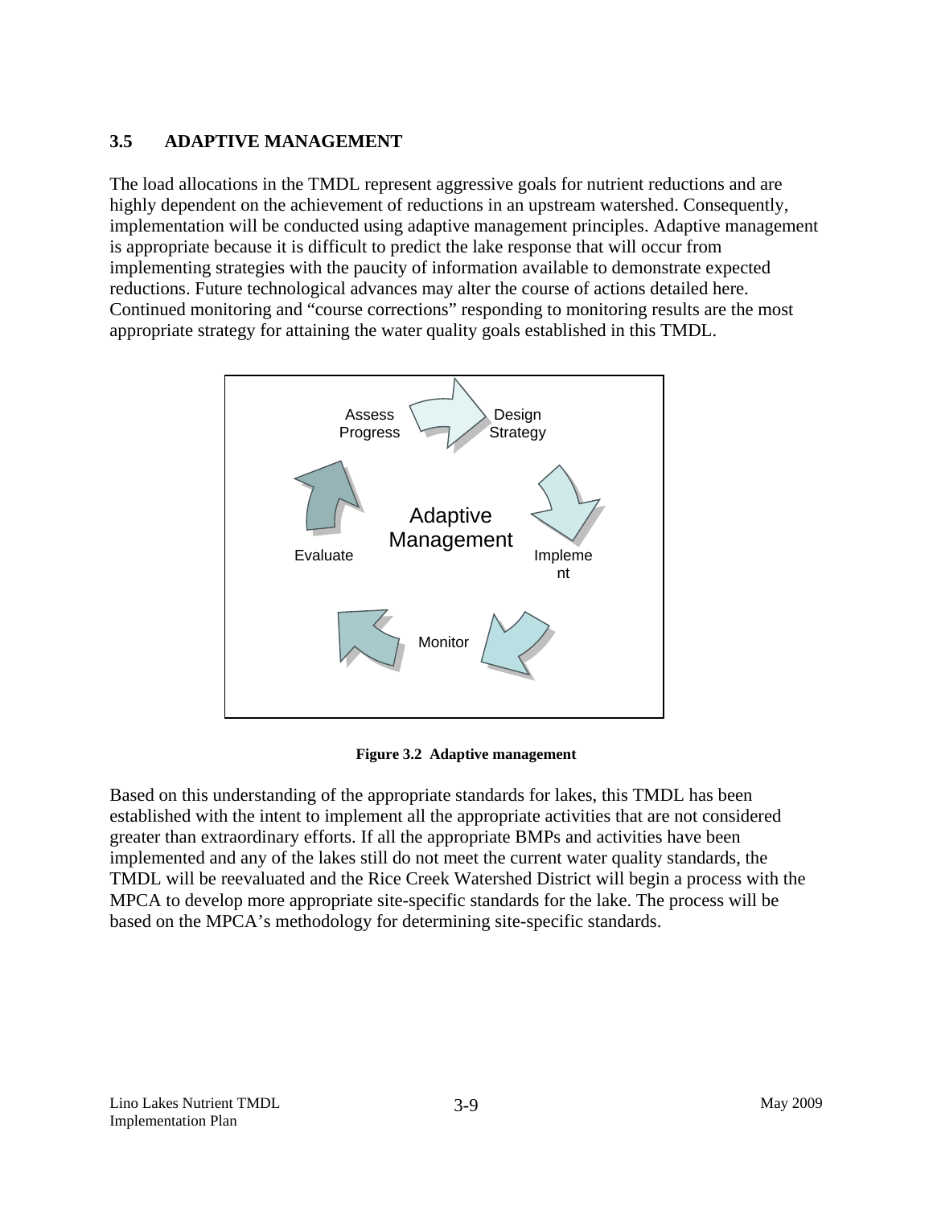### 3.5 ADAPTIVE MANAGEMENT

The load allocations in the TMDL represent aggressive goals for nutrient reductions and are highly dependent on the achievement of reductions in an upstream watershed. Consequently, implementation will be conducted using adaptive management principles. Adaptive management is appropriate because it is difficult to predict the lake response that will occur from implementing strategies with the paucity of information available to demonstrate expected reductions. Future technological advances may alter the course of actions detailed here. Continued monitoring and "course corrections" responding to monitoring results are the most appropriate strategy for attaining the water quality goals established in this TMDL.

Assess Progress → Design Strategy → Implement → Monitor → Evaluate → (Adaptive Management)

**Figure 3.2 Adaptive management**

Based on this understanding of the appropriate standards for lakes, this TMDL has been established with the intent to implement all the appropriate activities that are not considered greater than extraordinary efforts. If all the appropriate BMPs and activities have been implemented and any of the lakes still do not meet the current water quality standards, the TMDL will be reevaluated and the Rice Creek Watershed District will begin a process with the MPCA to develop more appropriate site-specific standards for the lake. The process will be based on the MPCA's methodology for determining site-specific standards.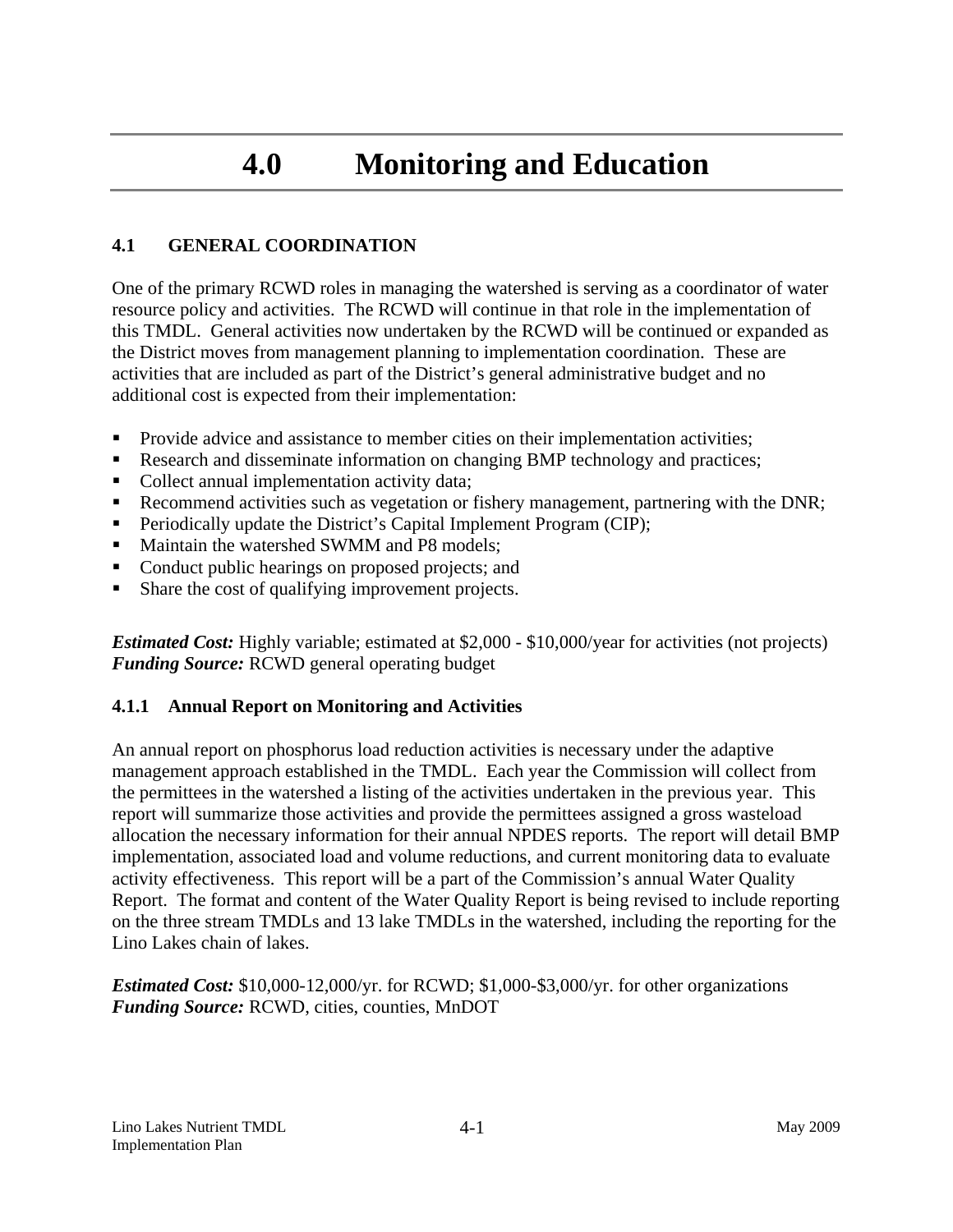# 4.0 Monitoring and Education

## 4.1 GENERAL COORDINATION

One of the primary RCWD roles in managing the watershed is serving as a coordinator of water resource policy and activities. The RCWD will continue in that role in the implementation of this TMDL. General activities now undertaken by the RCWD will be continued or expanded as the District moves from management planning to implementation coordination. These are activities that are included as part of the District's general administrative budget and no additional cost is expected from their implementation:

- Provide advice and assistance to member cities on their implementation activities;
- Research and disseminate information on changing BMP technology and practices;
- Collect annual implementation activity data;
- Recommend activities such as vegetation or fishery management, partnering with the DNR;
- Periodically update the District's Capital Implement Program (CIP);
- Maintain the watershed SWMM and P8 models;
- Conduct public hearings on proposed projects; and
- Share the cost of qualifying improvement projects.

***Estimated Cost:*** Highly variable; estimated at $2,000 - $10,000/year for activities (not projects)
***Funding Source:*** RCWD general operating budget

### 4.1.1 Annual Report on Monitoring and Activities

An annual report on phosphorus load reduction activities is necessary under the adaptive management approach established in the TMDL. Each year the Commission will collect from the permittees in the watershed a listing of the activities undertaken in the previous year. This report will summarize those activities and provide the permittees assigned a gross wasteload allocation the necessary information for their annual NPDES reports. The report will detail BMP implementation, associated load and volume reductions, and current monitoring data to evaluate activity effectiveness. This report will be a part of the Commission's annual Water Quality Report. The format and content of the Water Quality Report is being revised to include reporting on the three stream TMDLs and 13 lake TMDLs in the watershed, including the reporting for the Lino Lakes chain of lakes.

***Estimated Cost:*** $10,000-12,000/yr. for RCWD; $1,000-$3,000/yr. for other organizations
***Funding Source:*** RCWD, cities, counties, MnDOT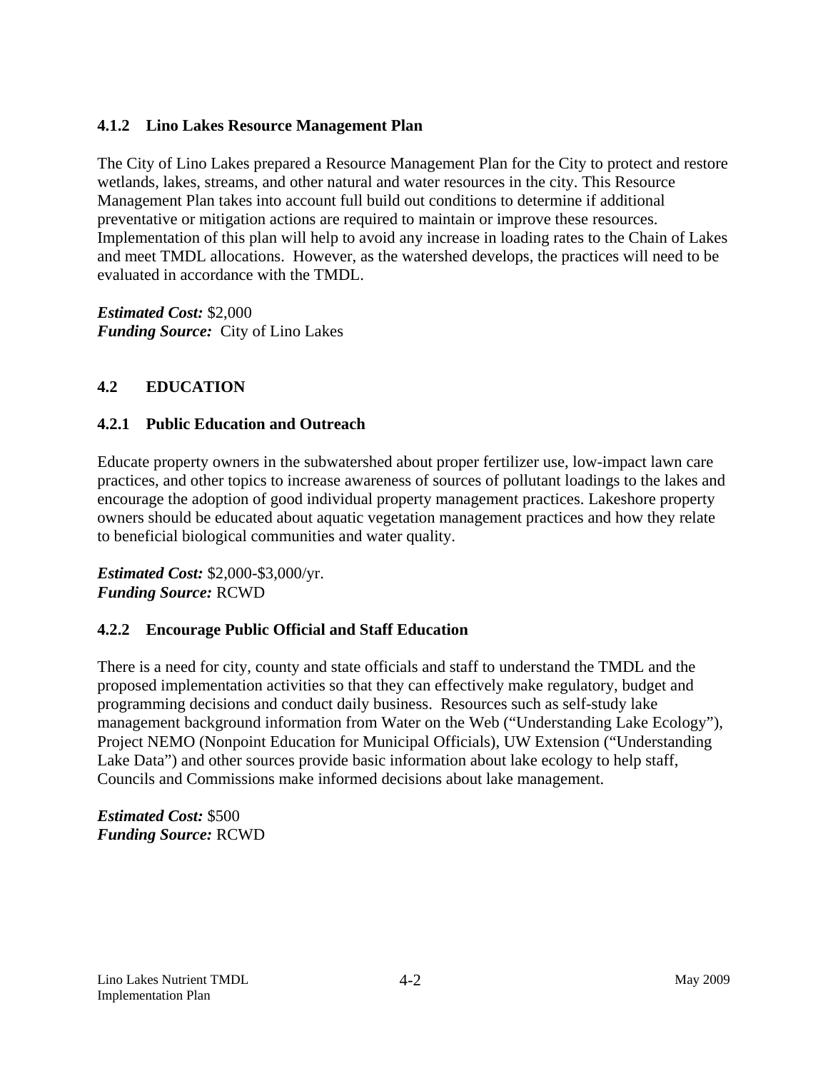### 4.1.2 Lino Lakes Resource Management Plan

The City of Lino Lakes prepared a Resource Management Plan for the City to protect and restore wetlands, lakes, streams, and other natural and water resources in the city. This Resource Management Plan takes into account full build out conditions to determine if additional preventative or mitigation actions are required to maintain or improve these resources. Implementation of this plan will help to avoid any increase in loading rates to the Chain of Lakes and meet TMDL allocations. However, as the watershed develops, the practices will need to be evaluated in accordance with the TMDL.

***Estimated Cost:*** $2,000
***Funding Source:*** City of Lino Lakes

## 4.2 EDUCATION

### 4.2.1 Public Education and Outreach

Educate property owners in the subwatershed about proper fertilizer use, low-impact lawn care practices, and other topics to increase awareness of sources of pollutant loadings to the lakes and encourage the adoption of good individual property management practices. Lakeshore property owners should be educated about aquatic vegetation management practices and how they relate to beneficial biological communities and water quality.

***Estimated Cost:*** $2,000-$3,000/yr.
***Funding Source:*** RCWD

### 4.2.2 Encourage Public Official and Staff Education

There is a need for city, county and state officials and staff to understand the TMDL and the proposed implementation activities so that they can effectively make regulatory, budget and programming decisions and conduct daily business. Resources such as self-study lake management background information from Water on the Web ("Understanding Lake Ecology"), Project NEMO (Nonpoint Education for Municipal Officials), UW Extension ("Understanding Lake Data") and other sources provide basic information about lake ecology to help staff, Councils and Commissions make informed decisions about lake management.

***Estimated Cost:*** $500
***Funding Source:*** RCWD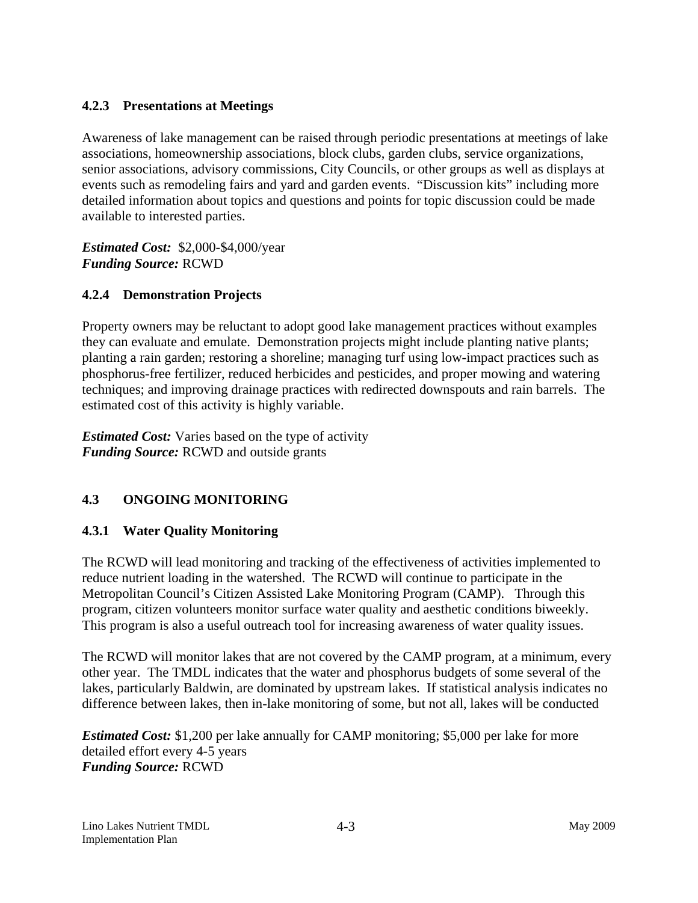### 4.2.3 Presentations at Meetings

Awareness of lake management can be raised through periodic presentations at meetings of lake associations, homeownership associations, block clubs, garden clubs, service organizations, senior associations, advisory commissions, City Councils, or other groups as well as displays at events such as remodeling fairs and yard and garden events. "Discussion kits" including more detailed information about topics and questions and points for topic discussion could be made available to interested parties.

***Estimated Cost:*** $2,000-$4,000/year
***Funding Source:*** RCWD

### 4.2.4 Demonstration Projects

Property owners may be reluctant to adopt good lake management practices without examples they can evaluate and emulate. Demonstration projects might include planting native plants; planting a rain garden; restoring a shoreline; managing turf using low-impact practices such as phosphorus-free fertilizer, reduced herbicides and pesticides, and proper mowing and watering techniques; and improving drainage practices with redirected downspouts and rain barrels. The estimated cost of this activity is highly variable.

***Estimated Cost:*** Varies based on the type of activity
***Funding Source:*** RCWD and outside grants

## 4.3 ONGOING MONITORING

### 4.3.1 Water Quality Monitoring

The RCWD will lead monitoring and tracking of the effectiveness of activities implemented to reduce nutrient loading in the watershed. The RCWD will continue to participate in the Metropolitan Council's Citizen Assisted Lake Monitoring Program (CAMP). Through this program, citizen volunteers monitor surface water quality and aesthetic conditions biweekly. This program is also a useful outreach tool for increasing awareness of water quality issues.

The RCWD will monitor lakes that are not covered by the CAMP program, at a minimum, every other year. The TMDL indicates that the water and phosphorus budgets of some several of the lakes, particularly Baldwin, are dominated by upstream lakes. If statistical analysis indicates no difference between lakes, then in-lake monitoring of some, but not all, lakes will be conducted

***Estimated Cost:*** $1,200 per lake annually for CAMP monitoring; $5,000 per lake for more detailed effort every 4-5 years
***Funding Source:*** RCWD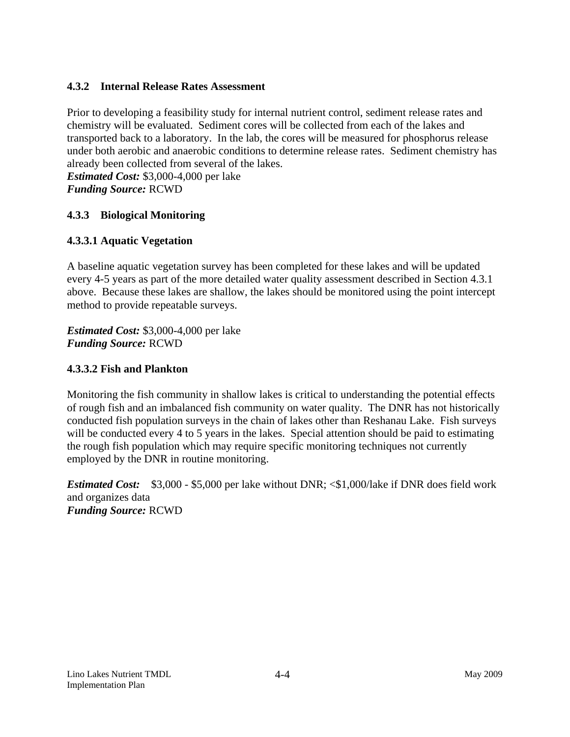### 4.3.2 Internal Release Rates Assessment

Prior to developing a feasibility study for internal nutrient control, sediment release rates and chemistry will be evaluated. Sediment cores will be collected from each of the lakes and transported back to a laboratory. In the lab, the cores will be measured for phosphorus release under both aerobic and anaerobic conditions to determine release rates. Sediment chemistry has already been collected from several of the lakes.

***Estimated Cost:*** \$3,000-4,000 per lake
***Funding Source:*** RCWD

### 4.3.3 Biological Monitoring

#### 4.3.3.1 Aquatic Vegetation

A baseline aquatic vegetation survey has been completed for these lakes and will be updated every 4-5 years as part of the more detailed water quality assessment described in Section 4.3.1 above. Because these lakes are shallow, the lakes should be monitored using the point intercept method to provide repeatable surveys.

***Estimated Cost:*** \$3,000-4,000 per lake
***Funding Source:*** RCWD

#### 4.3.3.2 Fish and Plankton

Monitoring the fish community in shallow lakes is critical to understanding the potential effects of rough fish and an imbalanced fish community on water quality. The DNR has not historically conducted fish population surveys in the chain of lakes other than Reshanau Lake. Fish surveys will be conducted every 4 to 5 years in the lakes. Special attention should be paid to estimating the rough fish population which may require specific monitoring techniques not currently employed by the DNR in routine monitoring.

***Estimated Cost:*** \$3,000 - \$5,000 per lake without DNR; <\$1,000/lake if DNR does field work and organizes data
***Funding Source:*** RCWD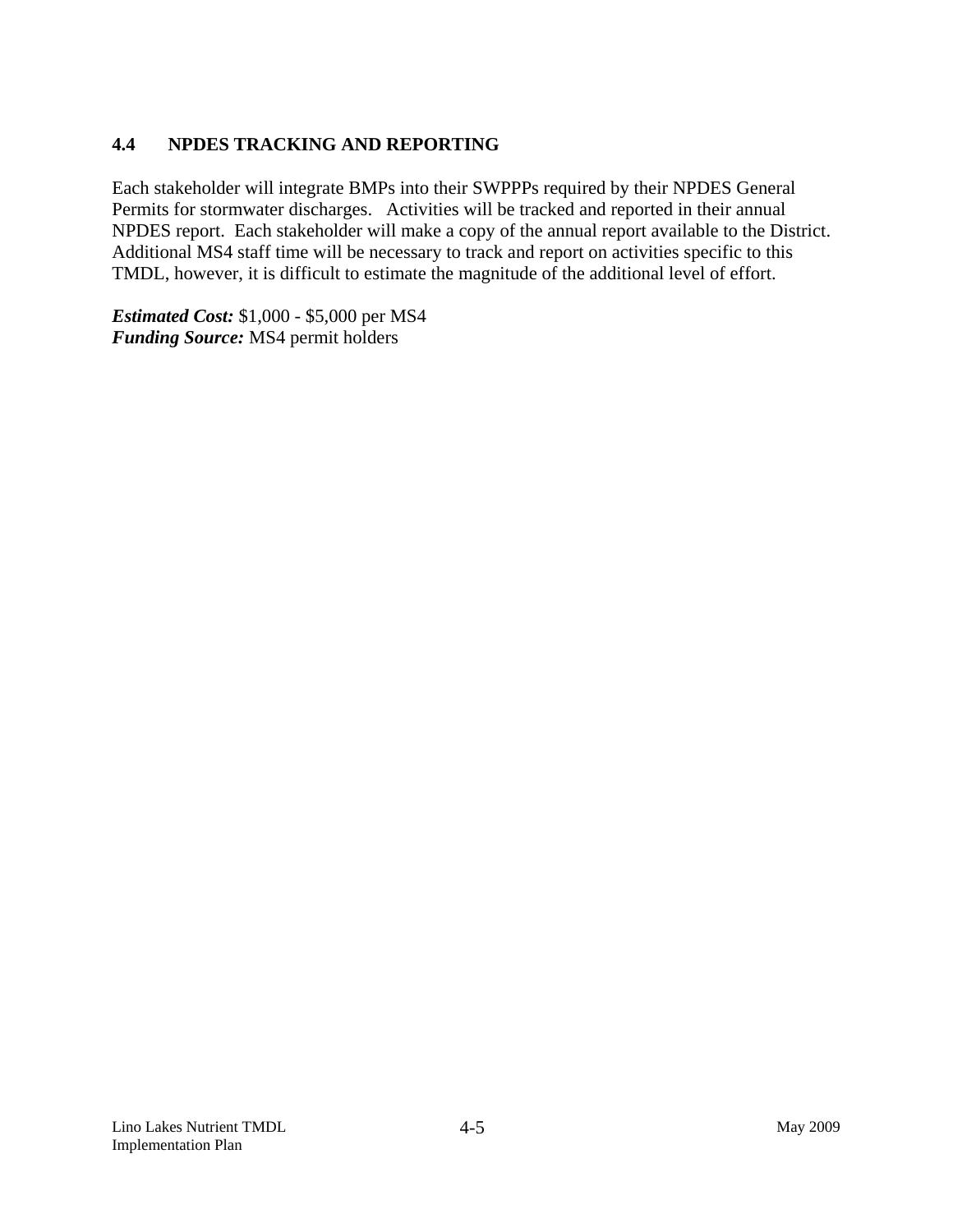## 4.4 NPDES TRACKING AND REPORTING

Each stakeholder will integrate BMPs into their SWPPPs required by their NPDES General Permits for stormwater discharges. Activities will be tracked and reported in their annual NPDES report. Each stakeholder will make a copy of the annual report available to the District. Additional MS4 staff time will be necessary to track and report on activities specific to this TMDL, however, it is difficult to estimate the magnitude of the additional level of effort.

***Estimated Cost:*** $1,000 - $5,000 per MS4
***Funding Source:*** MS4 permit holders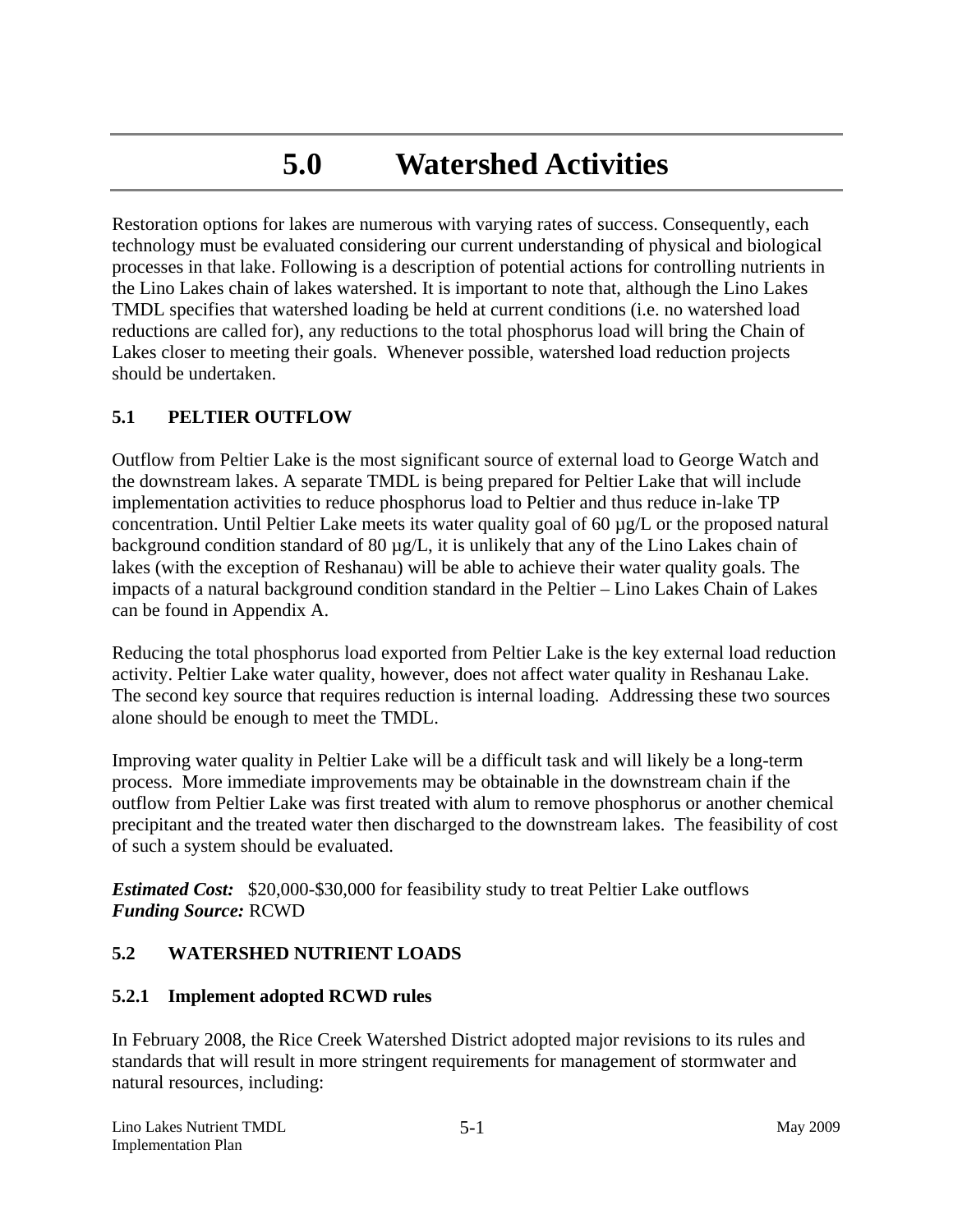# 5.0 Watershed Activities

Restoration options for lakes are numerous with varying rates of success. Consequently, each technology must be evaluated considering our current understanding of physical and biological processes in that lake. Following is a description of potential actions for controlling nutrients in the Lino Lakes chain of lakes watershed. It is important to note that, although the Lino Lakes TMDL specifies that watershed loading be held at current conditions (i.e. no watershed load reductions are called for), any reductions to the total phosphorus load will bring the Chain of Lakes closer to meeting their goals. Whenever possible, watershed load reduction projects should be undertaken.

## 5.1 PELTIER OUTFLOW

Outflow from Peltier Lake is the most significant source of external load to George Watch and the downstream lakes. A separate TMDL is being prepared for Peltier Lake that will include implementation activities to reduce phosphorus load to Peltier and thus reduce in-lake TP concentration. Until Peltier Lake meets its water quality goal of 60 µg/L or the proposed natural background condition standard of 80 µg/L, it is unlikely that any of the Lino Lakes chain of lakes (with the exception of Reshanau) will be able to achieve their water quality goals. The impacts of a natural background condition standard in the Peltier – Lino Lakes Chain of Lakes can be found in Appendix A.

Reducing the total phosphorus load exported from Peltier Lake is the key external load reduction activity. Peltier Lake water quality, however, does not affect water quality in Reshanau Lake. The second key source that requires reduction is internal loading. Addressing these two sources alone should be enough to meet the TMDL.

Improving water quality in Peltier Lake will be a difficult task and will likely be a long-term process. More immediate improvements may be obtainable in the downstream chain if the outflow from Peltier Lake was first treated with alum to remove phosphorus or another chemical precipitant and the treated water then discharged to the downstream lakes. The feasibility of cost of such a system should be evaluated.

***Estimated Cost:*** $20,000-$30,000 for feasibility study to treat Peltier Lake outflows
***Funding Source:*** RCWD

## 5.2 WATERSHED NUTRIENT LOADS

### 5.2.1 Implement adopted RCWD rules

In February 2008, the Rice Creek Watershed District adopted major revisions to its rules and standards that will result in more stringent requirements for management of stormwater and natural resources, including: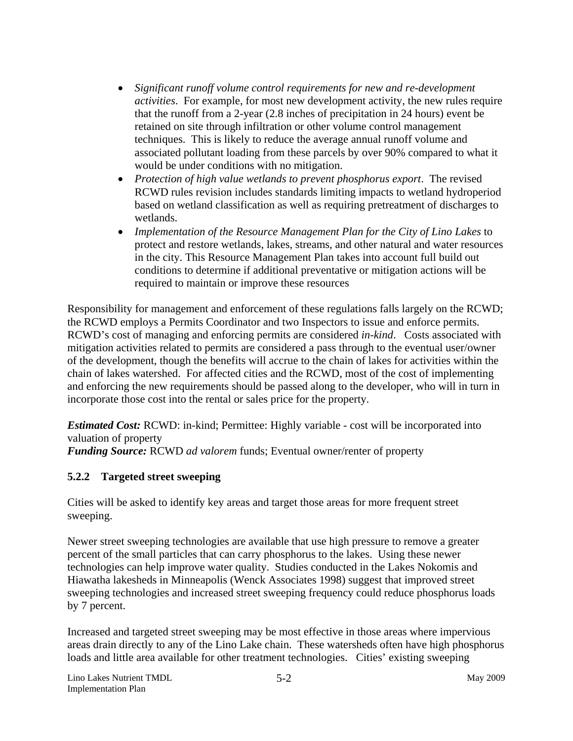- *Significant runoff volume control requirements for new and re-development activities*. For example, for most new development activity, the new rules require that the runoff from a 2-year (2.8 inches of precipitation in 24 hours) event be retained on site through infiltration or other volume control management techniques. This is likely to reduce the average annual runoff volume and associated pollutant loading from these parcels by over 90% compared to what it would be under conditions with no mitigation.
- *Protection of high value wetlands to prevent phosphorus export*. The revised RCWD rules revision includes standards limiting impacts to wetland hydroperiod based on wetland classification as well as requiring pretreatment of discharges to wetlands.
- *Implementation of the Resource Management Plan for the City of Lino Lakes* to protect and restore wetlands, lakes, streams, and other natural and water resources in the city. This Resource Management Plan takes into account full build out conditions to determine if additional preventative or mitigation actions will be required to maintain or improve these resources

Responsibility for management and enforcement of these regulations falls largely on the RCWD; the RCWD employs a Permits Coordinator and two Inspectors to issue and enforce permits. RCWD's cost of managing and enforcing permits are considered *in-kind*. Costs associated with mitigation activities related to permits are considered a pass through to the eventual user/owner of the development, though the benefits will accrue to the chain of lakes for activities within the chain of lakes watershed. For affected cities and the RCWD, most of the cost of implementing and enforcing the new requirements should be passed along to the developer, who will in turn in incorporate those cost into the rental or sales price for the property.

***Estimated Cost:*** RCWD: in-kind; Permittee: Highly variable - cost will be incorporated into valuation of property
***Funding Source:*** RCWD *ad valorem* funds; Eventual owner/renter of property

### 5.2.2 Targeted street sweeping

Cities will be asked to identify key areas and target those areas for more frequent street sweeping.

Newer street sweeping technologies are available that use high pressure to remove a greater percent of the small particles that can carry phosphorus to the lakes. Using these newer technologies can help improve water quality. Studies conducted in the Lakes Nokomis and Hiawatha lakesheds in Minneapolis (Wenck Associates 1998) suggest that improved street sweeping technologies and increased street sweeping frequency could reduce phosphorus loads by 7 percent.

Increased and targeted street sweeping may be most effective in those areas where impervious areas drain directly to any of the Lino Lake chain. These watersheds often have high phosphorus loads and little area available for other treatment technologies. Cities' existing sweeping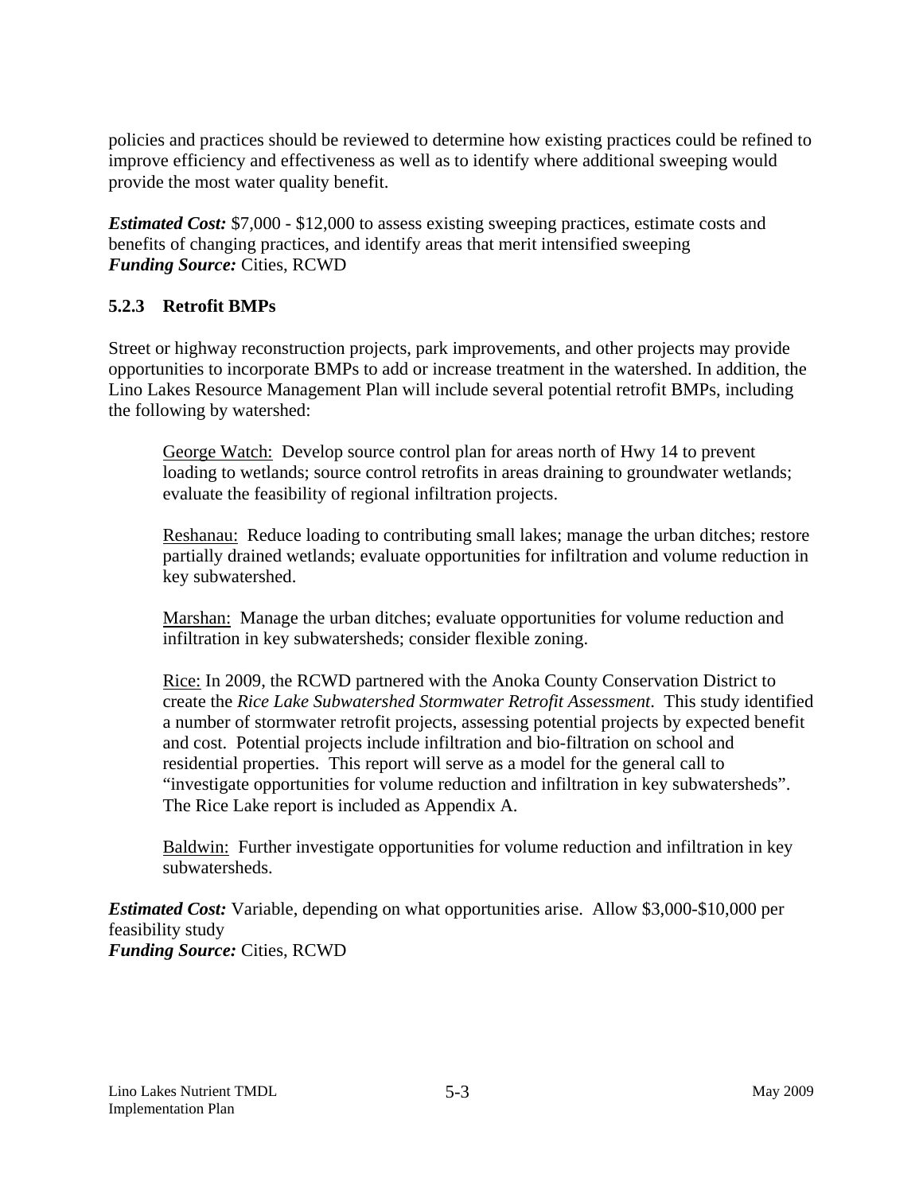policies and practices should be reviewed to determine how existing practices could be refined to improve efficiency and effectiveness as well as to identify where additional sweeping would provide the most water quality benefit.

***Estimated Cost:*** $7,000 - $12,000 to assess existing sweeping practices, estimate costs and benefits of changing practices, and identify areas that merit intensified sweeping
***Funding Source:*** Cities, RCWD

### 5.2.3 Retrofit BMPs

Street or highway reconstruction projects, park improvements, and other projects may provide opportunities to incorporate BMPs to add or increase treatment in the watershed. In addition, the Lino Lakes Resource Management Plan will include several potential retrofit BMPs, including the following by watershed:

> <u>George Watch:</u> Develop source control plan for areas north of Hwy 14 to prevent loading to wetlands; source control retrofits in areas draining to groundwater wetlands; evaluate the feasibility of regional infiltration projects.
>
> <u>Reshanau:</u> Reduce loading to contributing small lakes; manage the urban ditches; restore partially drained wetlands; evaluate opportunities for infiltration and volume reduction in key subwatershed.
>
> <u>Marshan:</u> Manage the urban ditches; evaluate opportunities for volume reduction and infiltration in key subwatersheds; consider flexible zoning.
>
> <u>Rice:</u> In 2009, the RCWD partnered with the Anoka County Conservation District to create the *Rice Lake Subwatershed Stormwater Retrofit Assessment*. This study identified a number of stormwater retrofit projects, assessing potential projects by expected benefit and cost. Potential projects include infiltration and bio-filtration on school and residential properties. This report will serve as a model for the general call to "investigate opportunities for volume reduction and infiltration in key subwatersheds". The Rice Lake report is included as Appendix A.
>
> <u>Baldwin:</u> Further investigate opportunities for volume reduction and infiltration in key subwatersheds.

***Estimated Cost:*** Variable, depending on what opportunities arise. Allow $3,000-$10,000 per feasibility study
***Funding Source:*** Cities, RCWD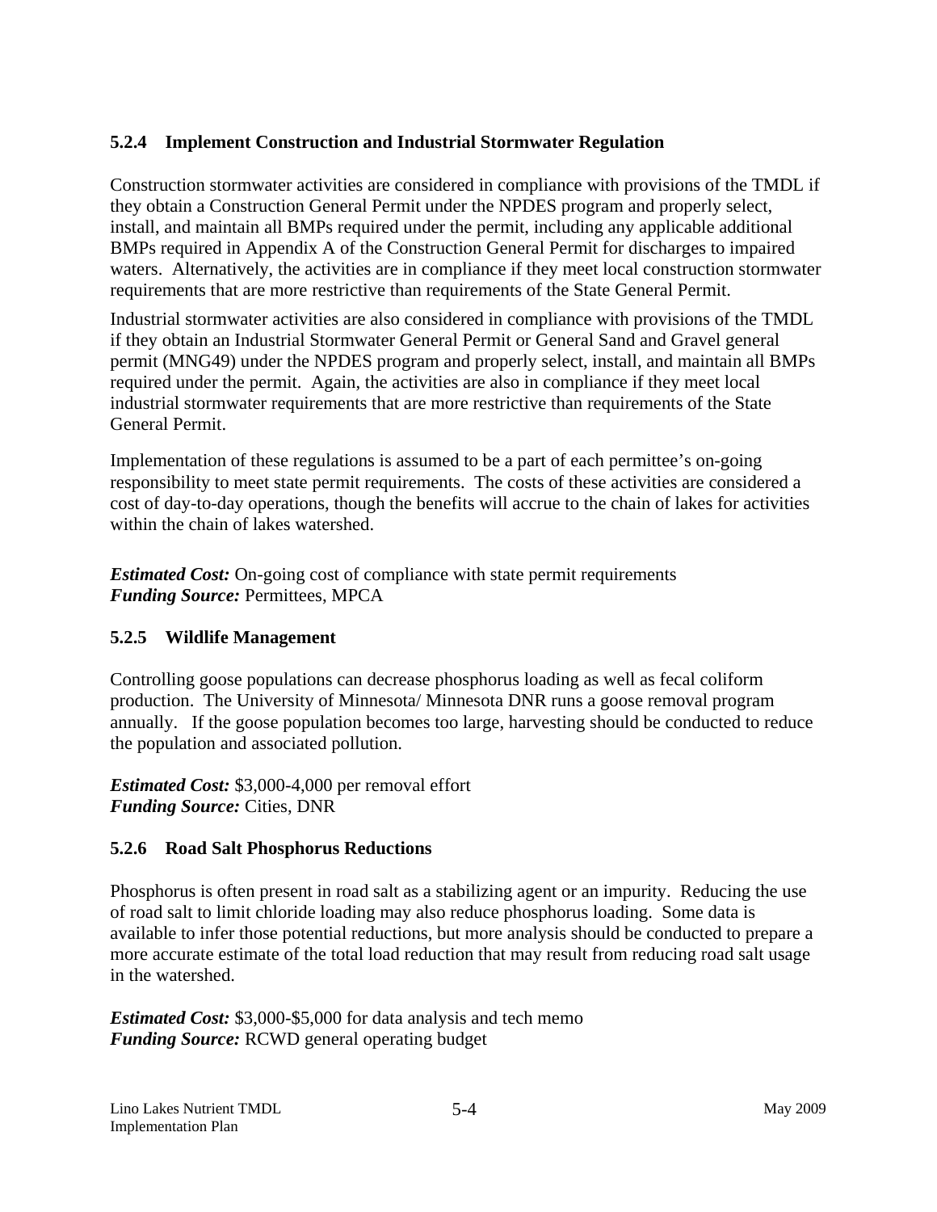### 5.2.4 Implement Construction and Industrial Stormwater Regulation

Construction stormwater activities are considered in compliance with provisions of the TMDL if they obtain a Construction General Permit under the NPDES program and properly select, install, and maintain all BMPs required under the permit, including any applicable additional BMPs required in Appendix A of the Construction General Permit for discharges to impaired waters. Alternatively, the activities are in compliance if they meet local construction stormwater requirements that are more restrictive than requirements of the State General Permit.

Industrial stormwater activities are also considered in compliance with provisions of the TMDL if they obtain an Industrial Stormwater General Permit or General Sand and Gravel general permit (MNG49) under the NPDES program and properly select, install, and maintain all BMPs required under the permit. Again, the activities are also in compliance if they meet local industrial stormwater requirements that are more restrictive than requirements of the State General Permit.

Implementation of these regulations is assumed to be a part of each permittee's on-going responsibility to meet state permit requirements. The costs of these activities are considered a cost of day-to-day operations, though the benefits will accrue to the chain of lakes for activities within the chain of lakes watershed.

***Estimated Cost:*** On-going cost of compliance with state permit requirements
***Funding Source:*** Permittees, MPCA

### 5.2.5 Wildlife Management

Controlling goose populations can decrease phosphorus loading as well as fecal coliform production. The University of Minnesota/ Minnesota DNR runs a goose removal program annually. If the goose population becomes too large, harvesting should be conducted to reduce the population and associated pollution.

***Estimated Cost:*** $3,000-4,000 per removal effort
***Funding Source:*** Cities, DNR

### 5.2.6 Road Salt Phosphorus Reductions

Phosphorus is often present in road salt as a stabilizing agent or an impurity. Reducing the use of road salt to limit chloride loading may also reduce phosphorus loading. Some data is available to infer those potential reductions, but more analysis should be conducted to prepare a more accurate estimate of the total load reduction that may result from reducing road salt usage in the watershed.

***Estimated Cost:*** $3,000-$5,000 for data analysis and tech memo
***Funding Source:*** RCWD general operating budget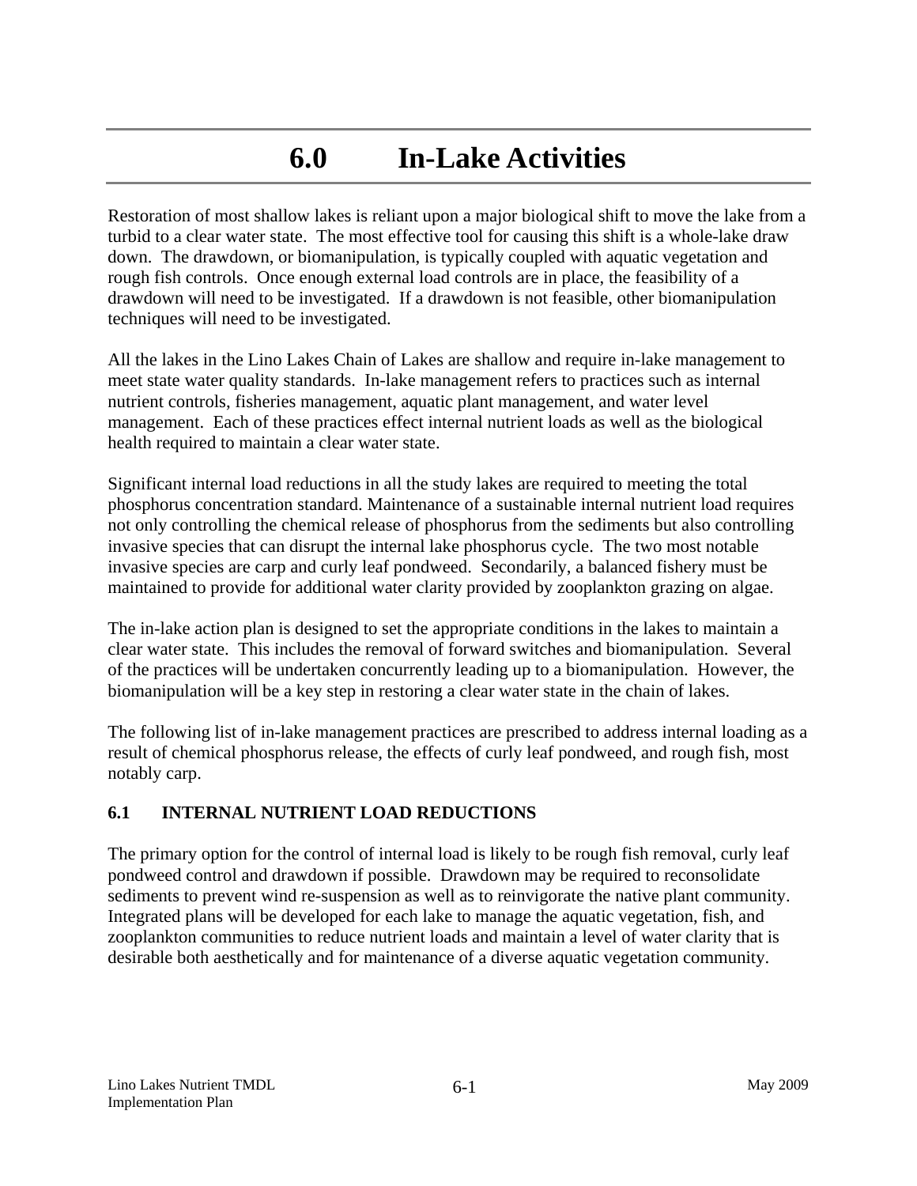# 6.0 In-Lake Activities

Restoration of most shallow lakes is reliant upon a major biological shift to move the lake from a turbid to a clear water state. The most effective tool for causing this shift is a whole-lake draw down. The drawdown, or biomanipulation, is typically coupled with aquatic vegetation and rough fish controls. Once enough external load controls are in place, the feasibility of a drawdown will need to be investigated. If a drawdown is not feasible, other biomanipulation techniques will need to be investigated.

All the lakes in the Lino Lakes Chain of Lakes are shallow and require in-lake management to meet state water quality standards. In-lake management refers to practices such as internal nutrient controls, fisheries management, aquatic plant management, and water level management. Each of these practices effect internal nutrient loads as well as the biological health required to maintain a clear water state.

Significant internal load reductions in all the study lakes are required to meeting the total phosphorus concentration standard. Maintenance of a sustainable internal nutrient load requires not only controlling the chemical release of phosphorus from the sediments but also controlling invasive species that can disrupt the internal lake phosphorus cycle. The two most notable invasive species are carp and curly leaf pondweed. Secondarily, a balanced fishery must be maintained to provide for additional water clarity provided by zooplankton grazing on algae.

The in-lake action plan is designed to set the appropriate conditions in the lakes to maintain a clear water state. This includes the removal of forward switches and biomanipulation. Several of the practices will be undertaken concurrently leading up to a biomanipulation. However, the biomanipulation will be a key step in restoring a clear water state in the chain of lakes.

The following list of in-lake management practices are prescribed to address internal loading as a result of chemical phosphorus release, the effects of curly leaf pondweed, and rough fish, most notably carp.

## 6.1 INTERNAL NUTRIENT LOAD REDUCTIONS

The primary option for the control of internal load is likely to be rough fish removal, curly leaf pondweed control and drawdown if possible. Drawdown may be required to reconsolidate sediments to prevent wind re-suspension as well as to reinvigorate the native plant community. Integrated plans will be developed for each lake to manage the aquatic vegetation, fish, and zooplankton communities to reduce nutrient loads and maintain a level of water clarity that is desirable both aesthetically and for maintenance of a diverse aquatic vegetation community.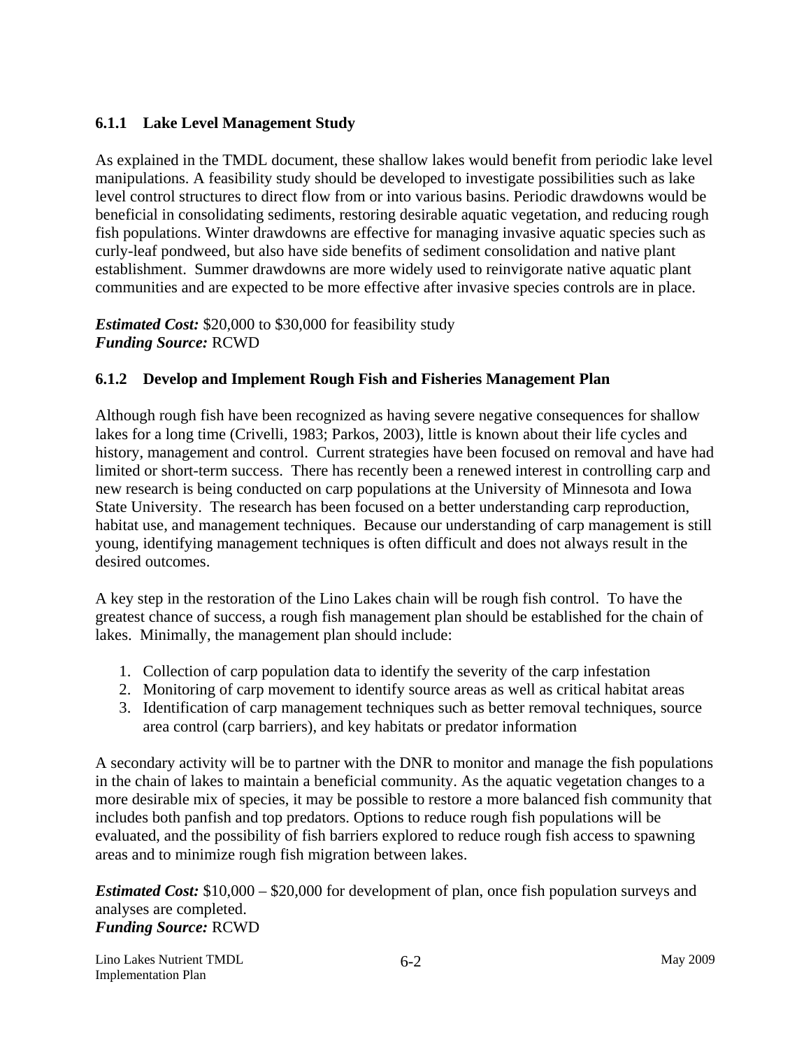### 6.1.1 Lake Level Management Study

As explained in the TMDL document, these shallow lakes would benefit from periodic lake level manipulations. A feasibility study should be developed to investigate possibilities such as lake level control structures to direct flow from or into various basins. Periodic drawdowns would be beneficial in consolidating sediments, restoring desirable aquatic vegetation, and reducing rough fish populations. Winter drawdowns are effective for managing invasive aquatic species such as curly-leaf pondweed, but also have side benefits of sediment consolidation and native plant establishment. Summer drawdowns are more widely used to reinvigorate native aquatic plant communities and are expected to be more effective after invasive species controls are in place.

***Estimated Cost:*** $20,000 to $30,000 for feasibility study
***Funding Source:*** RCWD

### 6.1.2 Develop and Implement Rough Fish and Fisheries Management Plan

Although rough fish have been recognized as having severe negative consequences for shallow lakes for a long time (Crivelli, 1983; Parkos, 2003), little is known about their life cycles and history, management and control. Current strategies have been focused on removal and have had limited or short-term success. There has recently been a renewed interest in controlling carp and new research is being conducted on carp populations at the University of Minnesota and Iowa State University. The research has been focused on a better understanding carp reproduction, habitat use, and management techniques. Because our understanding of carp management is still young, identifying management techniques is often difficult and does not always result in the desired outcomes.

A key step in the restoration of the Lino Lakes chain will be rough fish control. To have the greatest chance of success, a rough fish management plan should be established for the chain of lakes. Minimally, the management plan should include:

1. Collection of carp population data to identify the severity of the carp infestation
2. Monitoring of carp movement to identify source areas as well as critical habitat areas
3. Identification of carp management techniques such as better removal techniques, source area control (carp barriers), and key habitats or predator information

A secondary activity will be to partner with the DNR to monitor and manage the fish populations in the chain of lakes to maintain a beneficial community. As the aquatic vegetation changes to a more desirable mix of species, it may be possible to restore a more balanced fish community that includes both panfish and top predators. Options to reduce rough fish populations will be evaluated, and the possibility of fish barriers explored to reduce rough fish access to spawning areas and to minimize rough fish migration between lakes.

***Estimated Cost:*** $10,000 – $20,000 for development of plan, once fish population surveys and analyses are completed.
***Funding Source:*** RCWD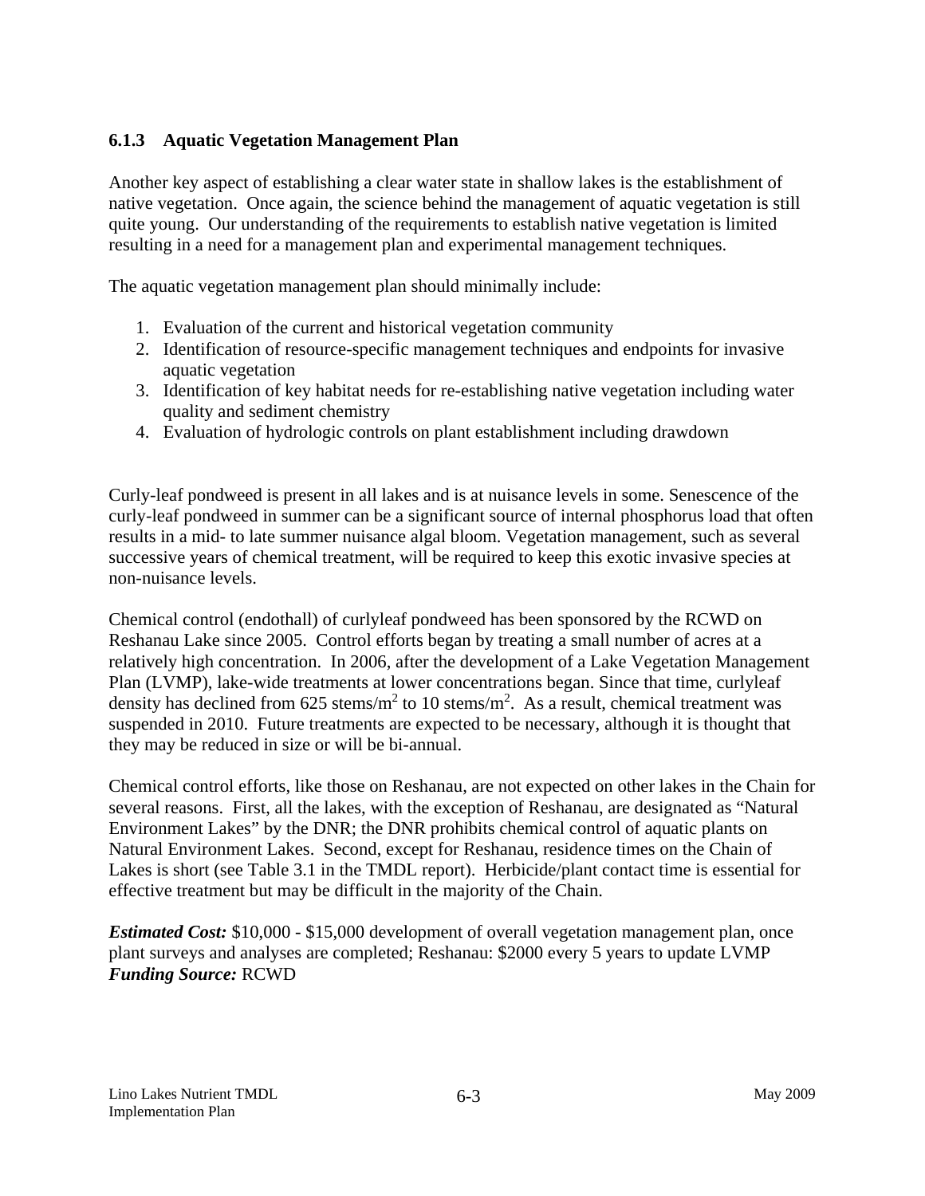### 6.1.3 Aquatic Vegetation Management Plan

Another key aspect of establishing a clear water state in shallow lakes is the establishment of native vegetation. Once again, the science behind the management of aquatic vegetation is still quite young. Our understanding of the requirements to establish native vegetation is limited resulting in a need for a management plan and experimental management techniques.

The aquatic vegetation management plan should minimally include:

1. Evaluation of the current and historical vegetation community
2. Identification of resource-specific management techniques and endpoints for invasive aquatic vegetation
3. Identification of key habitat needs for re-establishing native vegetation including water quality and sediment chemistry
4. Evaluation of hydrologic controls on plant establishment including drawdown

Curly-leaf pondweed is present in all lakes and is at nuisance levels in some. Senescence of the curly-leaf pondweed in summer can be a significant source of internal phosphorus load that often results in a mid- to late summer nuisance algal bloom. Vegetation management, such as several successive years of chemical treatment, will be required to keep this exotic invasive species at non-nuisance levels.

Chemical control (endothall) of curlyleaf pondweed has been sponsored by the RCWD on Reshanau Lake since 2005. Control efforts began by treating a small number of acres at a relatively high concentration. In 2006, after the development of a Lake Vegetation Management Plan (LVMP), lake-wide treatments at lower concentrations began. Since that time, curlyleaf density has declined from 625 stems/$m^2$ to 10 stems/$m^2$. As a result, chemical treatment was suspended in 2010. Future treatments are expected to be necessary, although it is thought that they may be reduced in size or will be bi-annual.

Chemical control efforts, like those on Reshanau, are not expected on other lakes in the Chain for several reasons. First, all the lakes, with the exception of Reshanau, are designated as "Natural Environment Lakes" by the DNR; the DNR prohibits chemical control of aquatic plants on Natural Environment Lakes. Second, except for Reshanau, residence times on the Chain of Lakes is short (see Table 3.1 in the TMDL report). Herbicide/plant contact time is essential for effective treatment but may be difficult in the majority of the Chain.

***Estimated Cost:*** \$10,000 - \$15,000 development of overall vegetation management plan, once plant surveys and analyses are completed; Reshanau: \$2000 every 5 years to update LVMP
***Funding Source:*** RCWD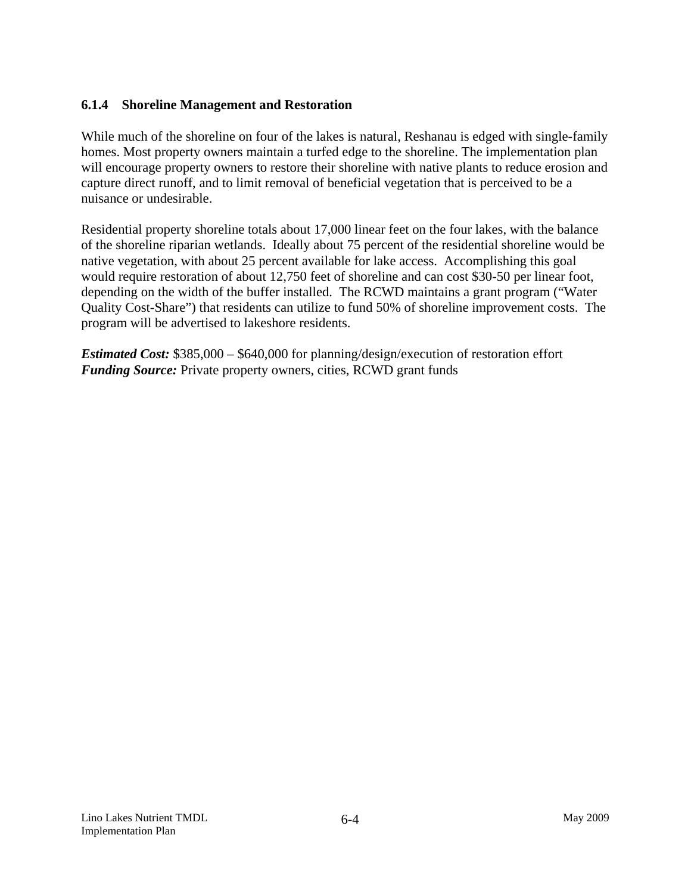### 6.1.4 Shoreline Management and Restoration

While much of the shoreline on four of the lakes is natural, Reshanau is edged with single-family homes. Most property owners maintain a turfed edge to the shoreline. The implementation plan will encourage property owners to restore their shoreline with native plants to reduce erosion and capture direct runoff, and to limit removal of beneficial vegetation that is perceived to be a nuisance or undesirable.

Residential property shoreline totals about 17,000 linear feet on the four lakes, with the balance of the shoreline riparian wetlands. Ideally about 75 percent of the residential shoreline would be native vegetation, with about 25 percent available for lake access. Accomplishing this goal would require restoration of about 12,750 feet of shoreline and can cost $30-50 per linear foot, depending on the width of the buffer installed. The RCWD maintains a grant program ("Water Quality Cost-Share") that residents can utilize to fund 50% of shoreline improvement costs. The program will be advertised to lakeshore residents.

***Estimated Cost:*** $385,000 – $640,000 for planning/design/execution of restoration effort
***Funding Source:*** Private property owners, cities, RCWD grant funds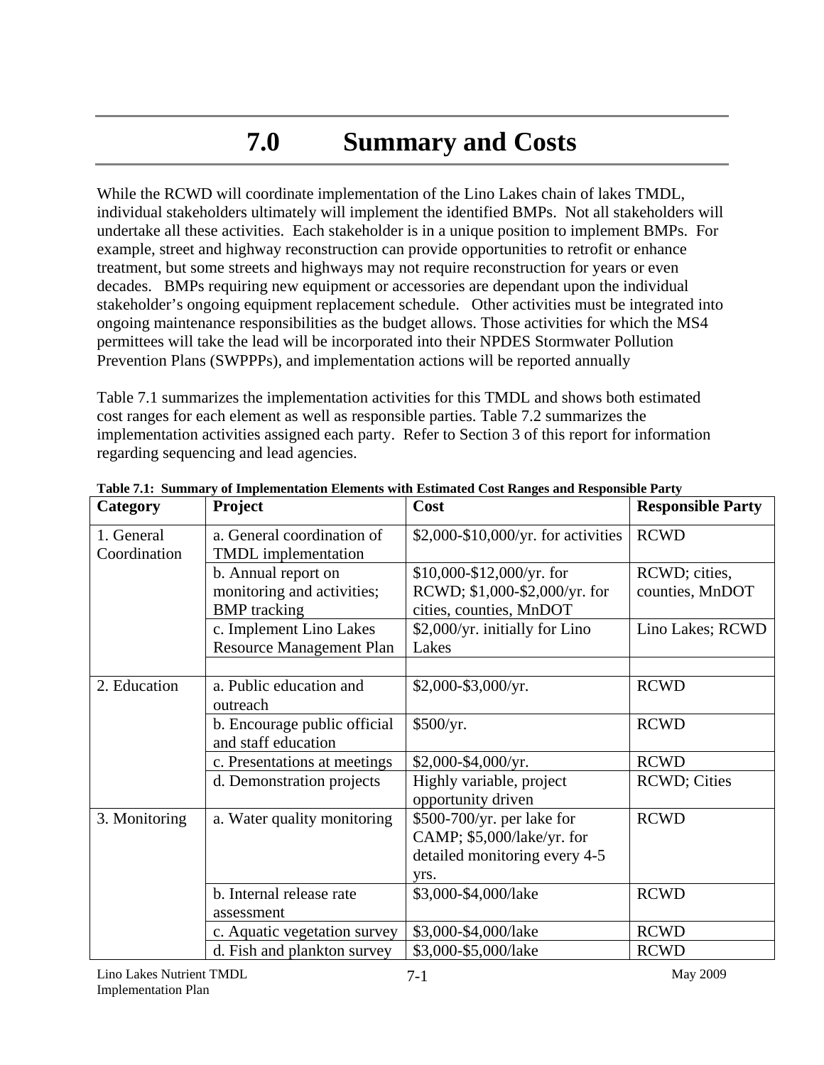# 7.0 Summary and Costs

While the RCWD will coordinate implementation of the Lino Lakes chain of lakes TMDL, individual stakeholders ultimately will implement the identified BMPs. Not all stakeholders will undertake all these activities. Each stakeholder is in a unique position to implement BMPs. For example, street and highway reconstruction can provide opportunities to retrofit or enhance treatment, but some streets and highways may not require reconstruction for years or even decades. BMPs requiring new equipment or accessories are dependant upon the individual stakeholder's ongoing equipment replacement schedule. Other activities must be integrated into ongoing maintenance responsibilities as the budget allows. Those activities for which the MS4 permittees will take the lead will be incorporated into their NPDES Stormwater Pollution Prevention Plans (SWPPPs), and implementation actions will be reported annually

Table 7.1 summarizes the implementation activities for this TMDL and shows both estimated cost ranges for each element as well as responsible parties. Table 7.2 summarizes the implementation activities assigned each party. Refer to Section 3 of this report for information regarding sequencing and lead agencies.

**Table 7.1: Summary of Implementation Elements with Estimated Cost Ranges and Responsible Party**

| Category | Project | Cost | Responsible Party |
|---|---|---|---|
| 1. General Coordination | a. General coordination of TMDL implementation | $2,000-$10,000/yr. for activities | RCWD |
| | b. Annual report on monitoring and activities; BMP tracking | $10,000-$12,000/yr. for RCWD; $1,000-$2,000/yr. for cities, counties, MnDOT | RCWD; cities, counties, MnDOT |
| | c. Implement Lino Lakes Resource Management Plan | $2,000/yr. initially for Lino Lakes | Lino Lakes; RCWD |
| | | | |
| 2. Education | a. Public education and outreach | $2,000-$3,000/yr. | RCWD |
| | b. Encourage public official and staff education | $500/yr. | RCWD |
| | c. Presentations at meetings | $2,000-$4,000/yr. | RCWD |
| | d. Demonstration projects | Highly variable, project opportunity driven | RCWD; Cities |
| 3. Monitoring | a. Water quality monitoring | $500-700/yr. per lake for CAMP; $5,000/lake/yr. for detailed monitoring every 4-5 yrs. | RCWD |
| | b. Internal release rate assessment | $3,000-$4,000/lake | RCWD |
| | c. Aquatic vegetation survey | $3,000-$4,000/lake | RCWD |
| | d. Fish and plankton survey | $3,000-$5,000/lake | RCWD |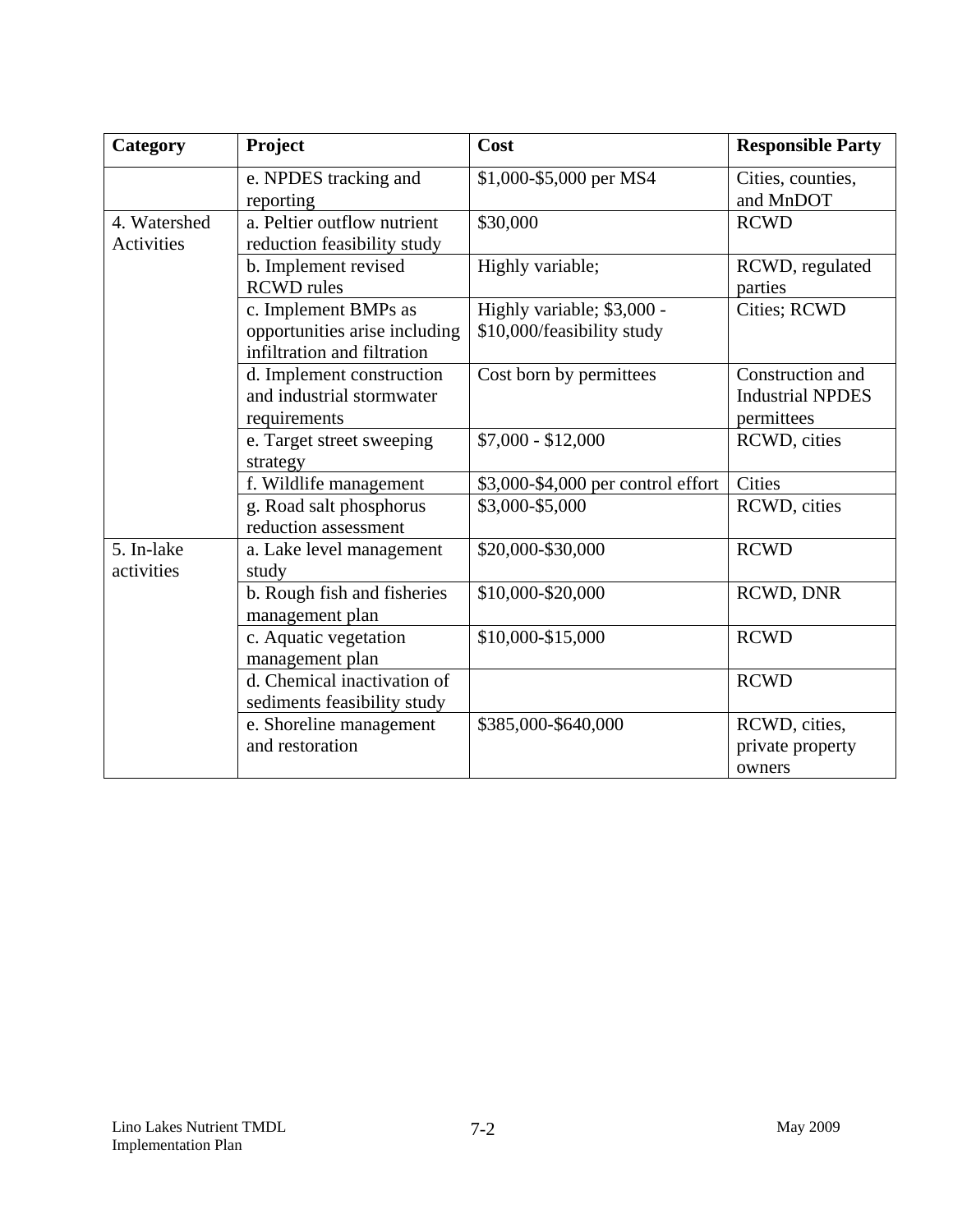| Category | Project | Cost | Responsible Party |
|---|---|---|---|
| | e. NPDES tracking and reporting | $1,000-$5,000 per MS4 | Cities, counties, and MnDOT |
| 4. Watershed Activities | a. Peltier outflow nutrient reduction feasibility study | $30,000 | RCWD |
| | b. Implement revised RCWD rules | Highly variable; | RCWD, regulated parties |
| | c. Implement BMPs as opportunities arise including infiltration and filtration | Highly variable; $3,000 - $10,000/feasibility study | Cities; RCWD |
| | d. Implement construction and industrial stormwater requirements | Cost born by permittees | Construction and Industrial NPDES permittees |
| | e. Target street sweeping strategy | $7,000 - $12,000 | RCWD, cities |
| | f. Wildlife management | $3,000-$4,000 per control effort | Cities |
| | g. Road salt phosphorus reduction assessment | $3,000-$5,000 | RCWD, cities |
| 5. In-lake activities | a. Lake level management study | $20,000-$30,000 | RCWD |
| | b. Rough fish and fisheries management plan | $10,000-$20,000 | RCWD, DNR |
| | c. Aquatic vegetation management plan | $10,000-$15,000 | RCWD |
| | d. Chemical inactivation of sediments feasibility study | | RCWD |
| | e. Shoreline management and restoration | $385,000-$640,000 | RCWD, cities, private property owners |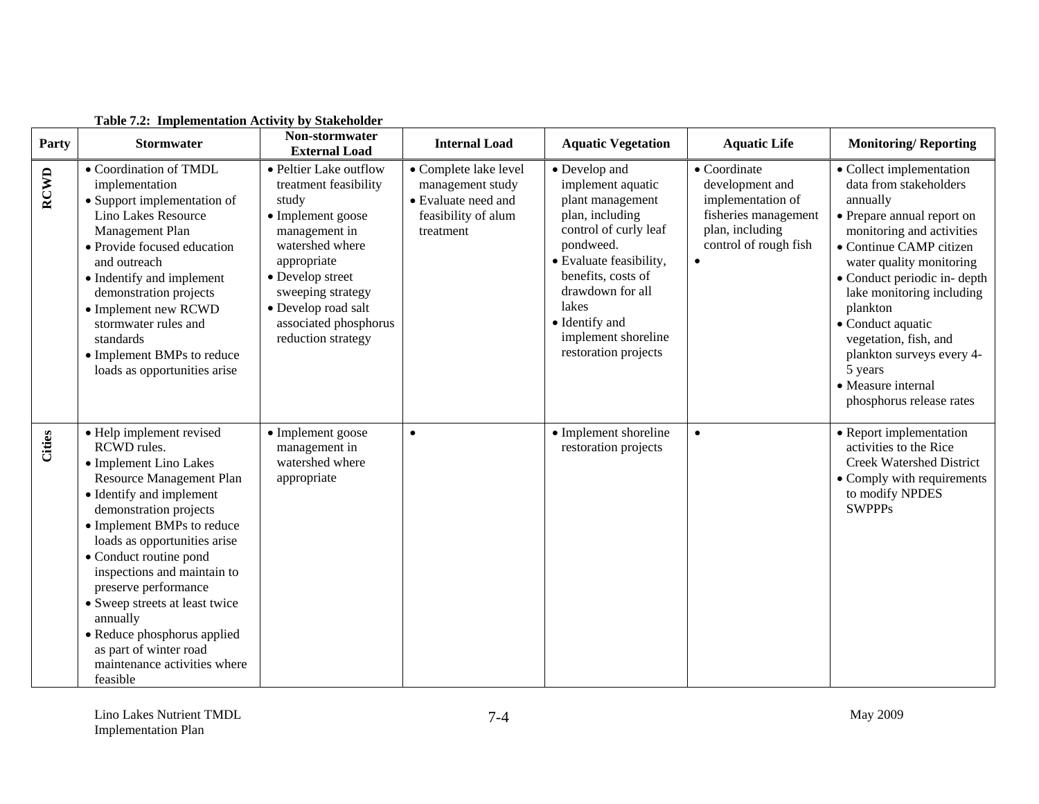**Table 7.2: Implementation Activity by Stakeholder**

| Party | Stormwater | Non-stormwater External Load | Internal Load | Aquatic Vegetation | Aquatic Life | Monitoring/ Reporting |
|---|---|---|---|---|---|---|
| RCWD | • Coordination of TMDL implementation<br>• Support implementation of Lino Lakes Resource Management Plan<br>• Provide focused education and outreach<br>• Indentify and implement demonstration projects<br>• Implement new RCWD stormwater rules and standards<br>• Implement BMPs to reduce loads as opportunities arise | • Peltier Lake outflow treatment feasibility study<br>• Implement goose management in watershed where appropriate<br>• Develop street sweeping strategy<br>• Develop road salt associated phosphorus reduction strategy | • Complete lake level management study<br>• Evaluate need and feasibility of alum treatment | • Develop and implement aquatic plant management plan, including control of curly leaf pondweed.<br>• Evaluate feasibility, benefits, costs of drawdown for all lakes<br>• Identify and implement shoreline restoration projects | • Coordinate development and implementation of fisheries management plan, including control of rough fish<br>• | • Collect implementation data from stakeholders annually<br>• Prepare annual report on monitoring and activities<br>• Continue CAMP citizen water quality monitoring<br>• Conduct periodic in- depth lake monitoring including plankton<br>• Conduct aquatic vegetation, fish, and plankton surveys every 4-5 years<br>• Measure internal phosphorus release rates |
| Cities | • Help implement revised RCWD rules.<br>• Implement Lino Lakes Resource Management Plan<br>• Identify and implement demonstration projects<br>• Implement BMPs to reduce loads as opportunities arise<br>• Conduct routine pond inspections and maintain to preserve performance<br>• Sweep streets at least twice annually<br>• Reduce phosphorus applied as part of winter road maintenance activities where feasible | • Implement goose management in watershed where appropriate | • | • Implement shoreline restoration projects | • | • Report implementation activities to the Rice Creek Watershed District<br>• Comply with requirements to modify NPDES SWPPPs |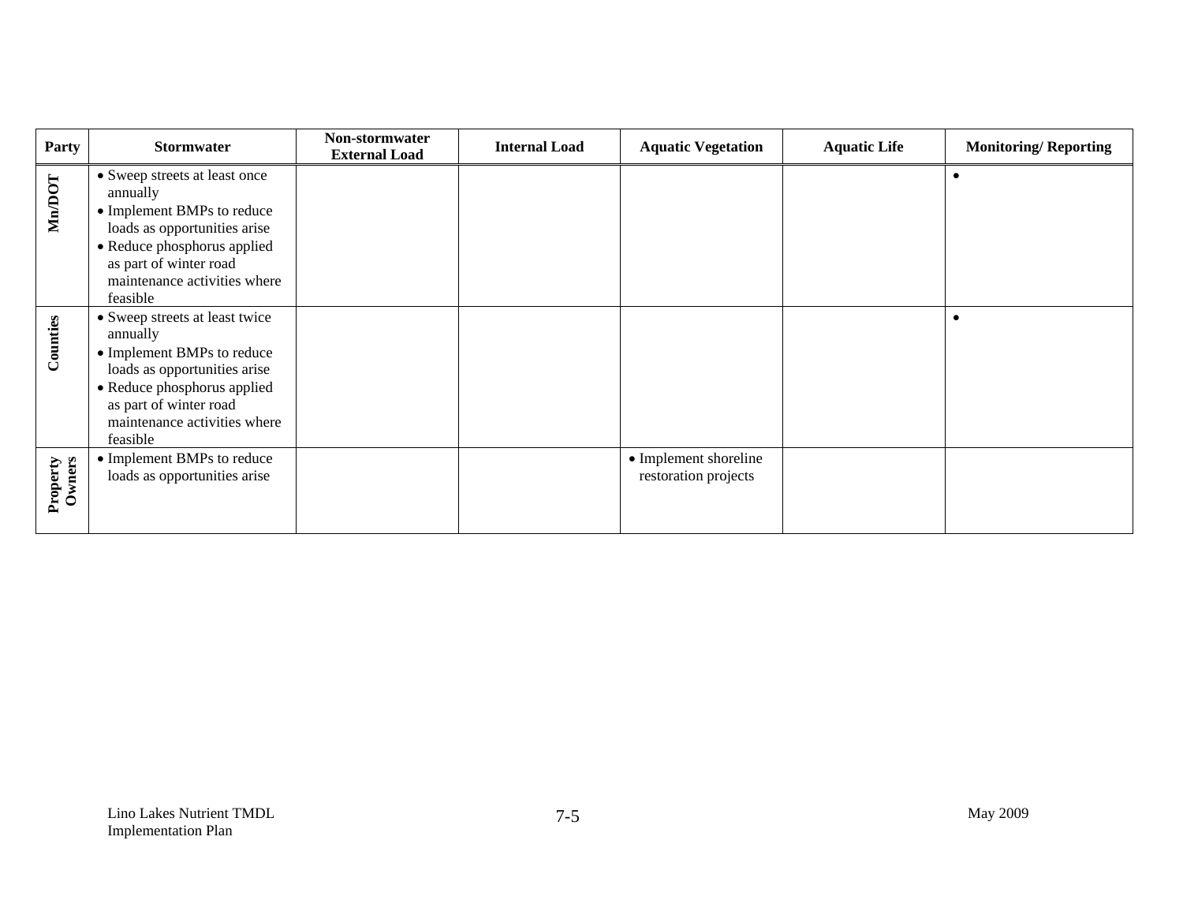| Party | Stormwater | Non-stormwater External Load | Internal Load | Aquatic Vegetation | Aquatic Life | Monitoring/ Reporting |
|---|---|---|---|---|---|---|
| Mn/DOT | • Sweep streets at least once annually<br>• Implement BMPs to reduce loads as opportunities arise<br>• Reduce phosphorus applied as part of winter road maintenance activities where feasible | | | | | • |
| Counties | • Sweep streets at least twice annually<br>• Implement BMPs to reduce loads as opportunities arise<br>• Reduce phosphorus applied as part of winter road maintenance activities where feasible | | | | | • |
| Property Owners | • Implement BMPs to reduce loads as opportunities arise | | | • Implement shoreline restoration projects | | |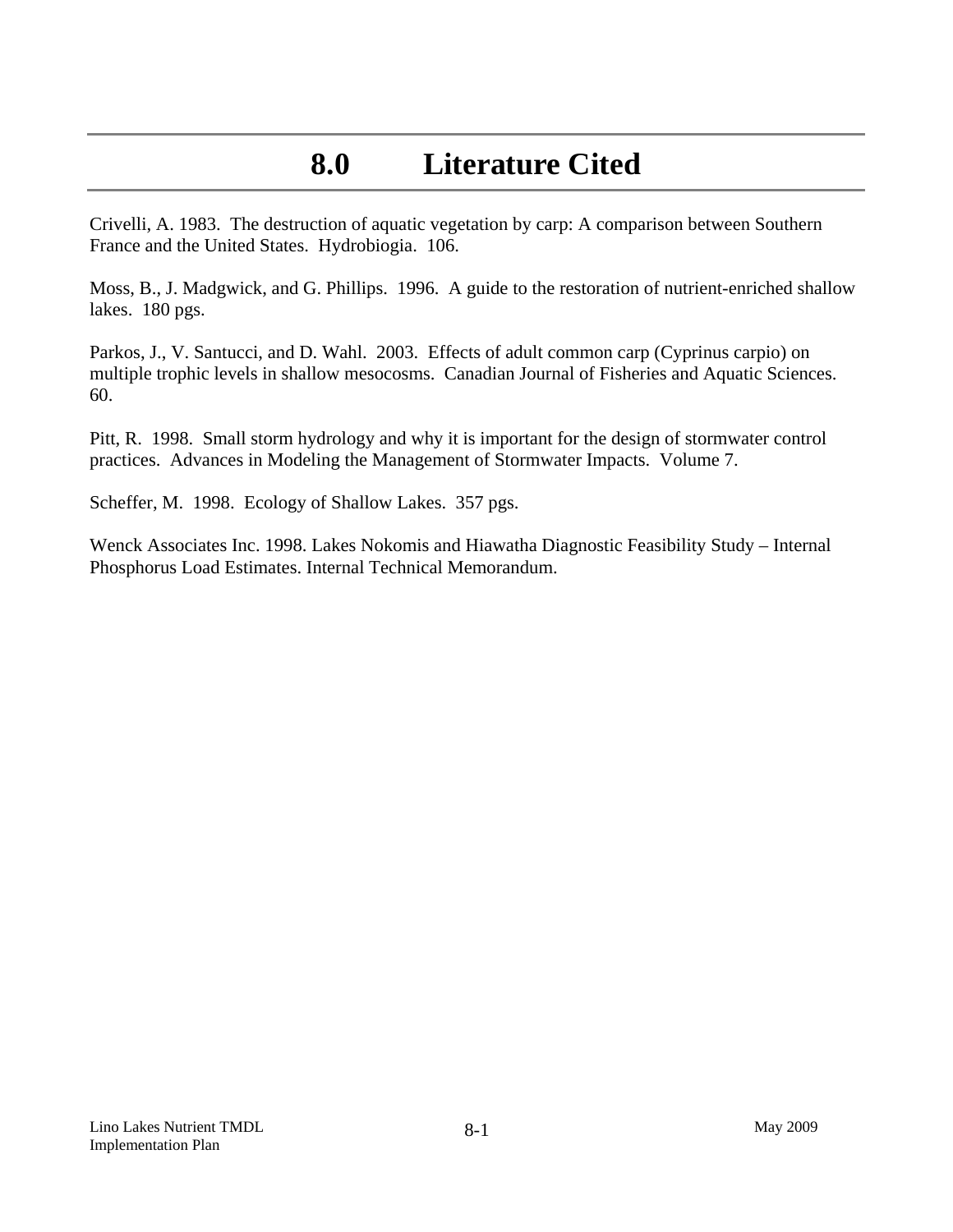# 8.0 Literature Cited

Crivelli, A. 1983. The destruction of aquatic vegetation by carp: A comparison between Southern France and the United States. Hydrobiogia. 106.

Moss, B., J. Madgwick, and G. Phillips. 1996. A guide to the restoration of nutrient-enriched shallow lakes. 180 pgs.

Parkos, J., V. Santucci, and D. Wahl. 2003. Effects of adult common carp (Cyprinus carpio) on multiple trophic levels in shallow mesocosms. Canadian Journal of Fisheries and Aquatic Sciences. 60.

Pitt, R. 1998. Small storm hydrology and why it is important for the design of stormwater control practices. Advances in Modeling the Management of Stormwater Impacts. Volume 7.

Scheffer, M. 1998. Ecology of Shallow Lakes. 357 pgs.

Wenck Associates Inc. 1998. Lakes Nokomis and Hiawatha Diagnostic Feasibility Study – Internal Phosphorus Load Estimates. Internal Technical Memorandum.